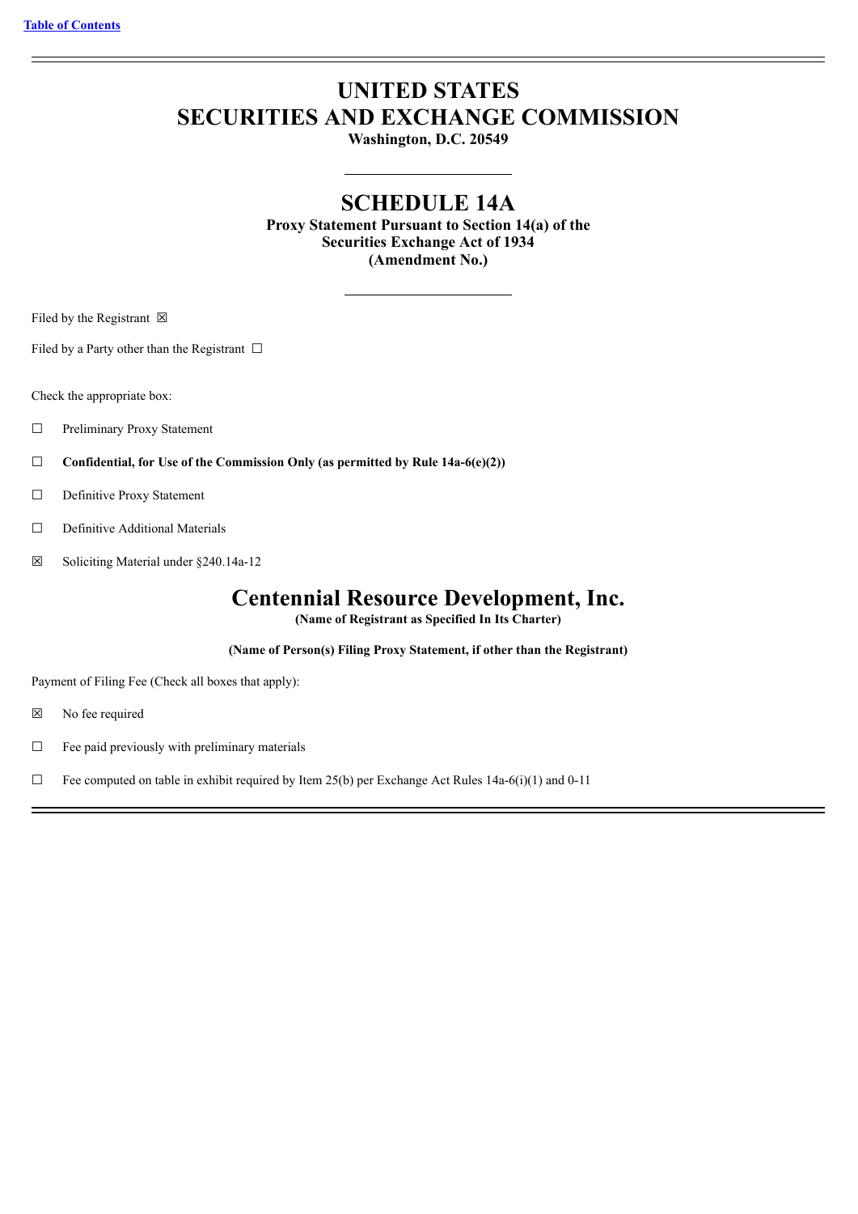[Table of Contents](#)

# UNITED STATES
# SECURITIES AND EXCHANGE COMMISSION

**Washington, D.C. 20549**

## SCHEDULE 14A

**Proxy Statement Pursuant to Section 14(a) of the**
**Securities Exchange Act of 1934**
**(Amendment No.)**

Filed by the Registrant ☒

Filed by a Party other than the Registrant ☐

Check the appropriate box:

☐ Preliminary Proxy Statement

☐ **Confidential, for Use of the Commission Only (as permitted by Rule 14a-6(e)(2))**

☐ Definitive Proxy Statement

☐ Definitive Additional Materials

☒ Soliciting Material under §240.14a-12

## Centennial Resource Development, Inc.

**(Name of Registrant as Specified In Its Charter)**

**(Name of Person(s) Filing Proxy Statement, if other than the Registrant)**

Payment of Filing Fee (Check all boxes that apply):

☒ No fee required

☐ Fee paid previously with preliminary materials

☐ Fee computed on table in exhibit required by Item 25(b) per Exchange Act Rules 14a-6(i)(1) and 0-11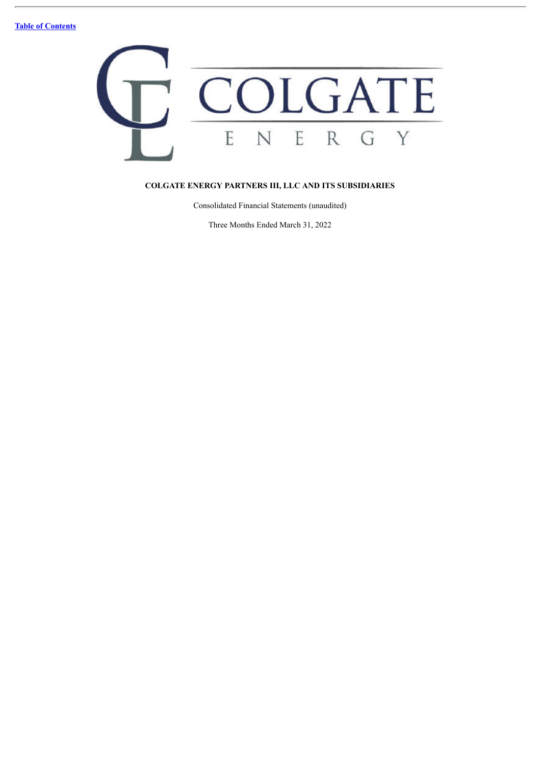[Table of Contents](#)

COLGATE ENERGY

**COLGATE ENERGY PARTNERS III, LLC AND ITS SUBSIDIARIES**

Consolidated Financial Statements (unaudited)

Three Months Ended March 31, 2022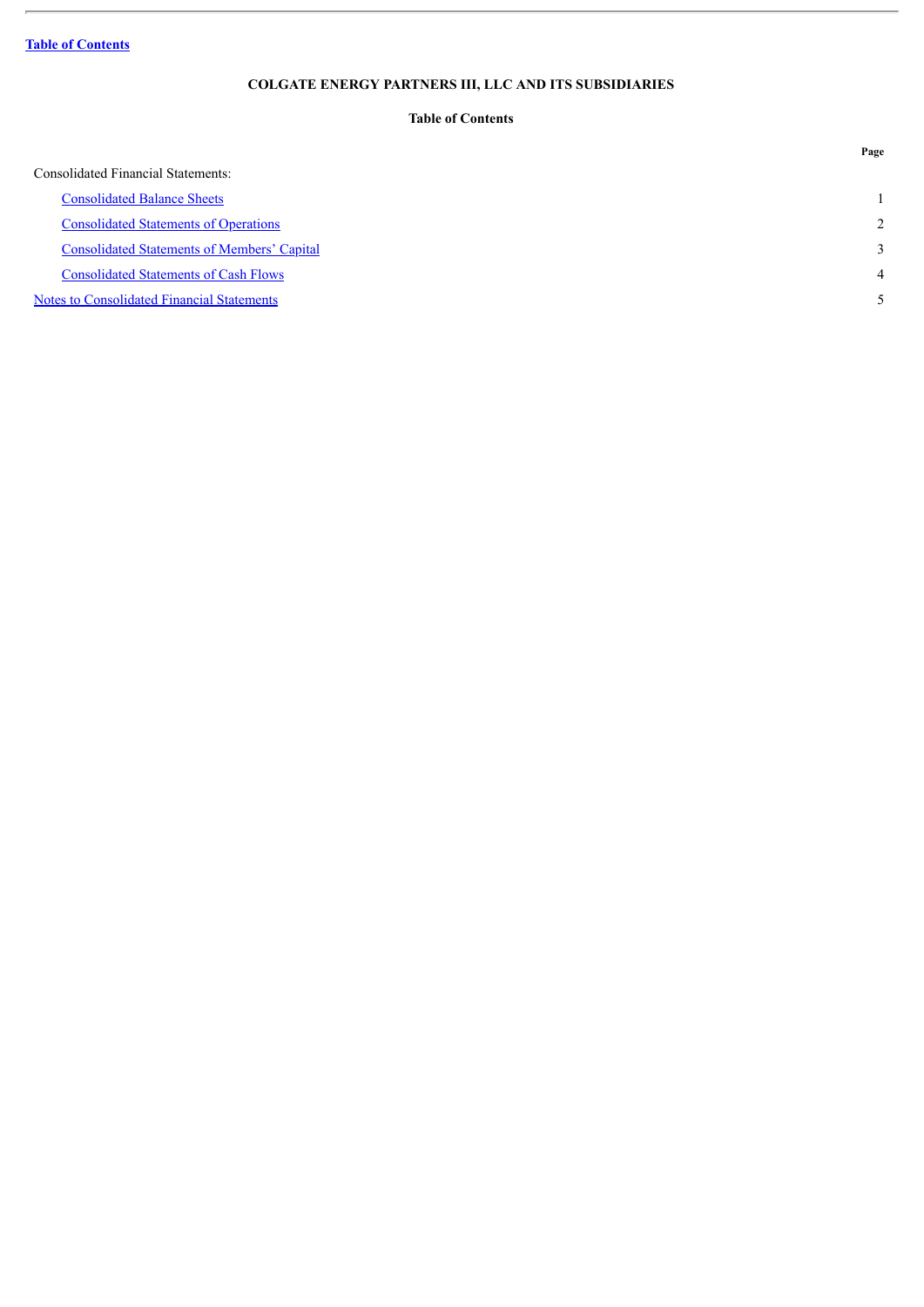# COLGATE ENERGY PARTNERS III, LLC AND ITS SUBSIDIARIES

## Table of Contents

| | Page |
|---|---|
| Consolidated Financial Statements: | |
| Consolidated Balance Sheets | 1 |
| Consolidated Statements of Operations | 2 |
| Consolidated Statements of Members' Capital | 3 |
| Consolidated Statements of Cash Flows | 4 |
| Notes to Consolidated Financial Statements | 5 |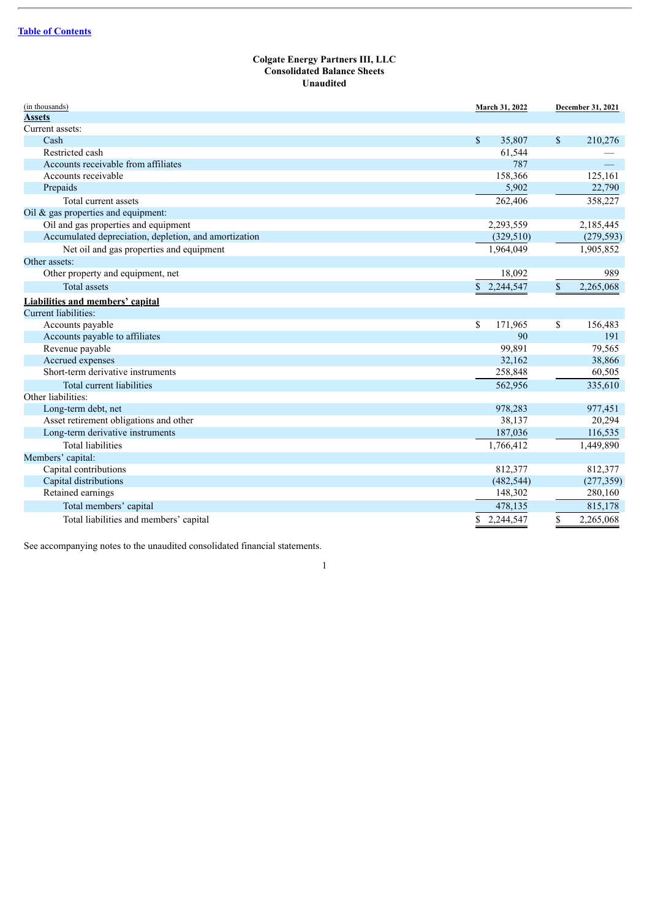Table of Contents

**Colgate Energy Partners III, LLC**
**Consolidated Balance Sheets**
**Unaudited**

| (in thousands) | March 31, 2022 | December 31, 2021 |
|---|---|---|
| **Assets** | | |
| Current assets: | | |
| Cash | $ 35,807 | $ 210,276 |
| Restricted cash | 61,544 | — |
| Accounts receivable from affiliates | 787 | — |
| Accounts receivable | 158,366 | 125,161 |
| Prepaids | 5,902 | 22,790 |
| Total current assets | 262,406 | 358,227 |
| Oil & gas properties and equipment: | | |
| Oil and gas properties and equipment | 2,293,559 | 2,185,445 |
| Accumulated depreciation, depletion, and amortization | (329,510) | (279,593) |
| Net oil and gas properties and equipment | 1,964,049 | 1,905,852 |
| Other assets: | | |
| Other property and equipment, net | 18,092 | 989 |
| Total assets | $ 2,244,547 | $ 2,265,068 |
| **Liabilities and members' capital** | | |
| Current liabilities: | | |
| Accounts payable | $ 171,965 | $ 156,483 |
| Accounts payable to affiliates | 90 | 191 |
| Revenue payable | 99,891 | 79,565 |
| Accrued expenses | 32,162 | 38,866 |
| Short-term derivative instruments | 258,848 | 60,505 |
| Total current liabilities | 562,956 | 335,610 |
| Other liabilities: | | |
| Long-term debt, net | 978,283 | 977,451 |
| Asset retirement obligations and other | 38,137 | 20,294 |
| Long-term derivative instruments | 187,036 | 116,535 |
| Total liabilities | 1,766,412 | 1,449,890 |
| Members' capital: | | |
| Capital contributions | 812,377 | 812,377 |
| Capital distributions | (482,544) | (277,359) |
| Retained earnings | 148,302 | 280,160 |
| Total members' capital | 478,135 | 815,178 |
| Total liabilities and members' capital | $ 2,244,547 | $ 2,265,068 |

See accompanying notes to the unaudited consolidated financial statements.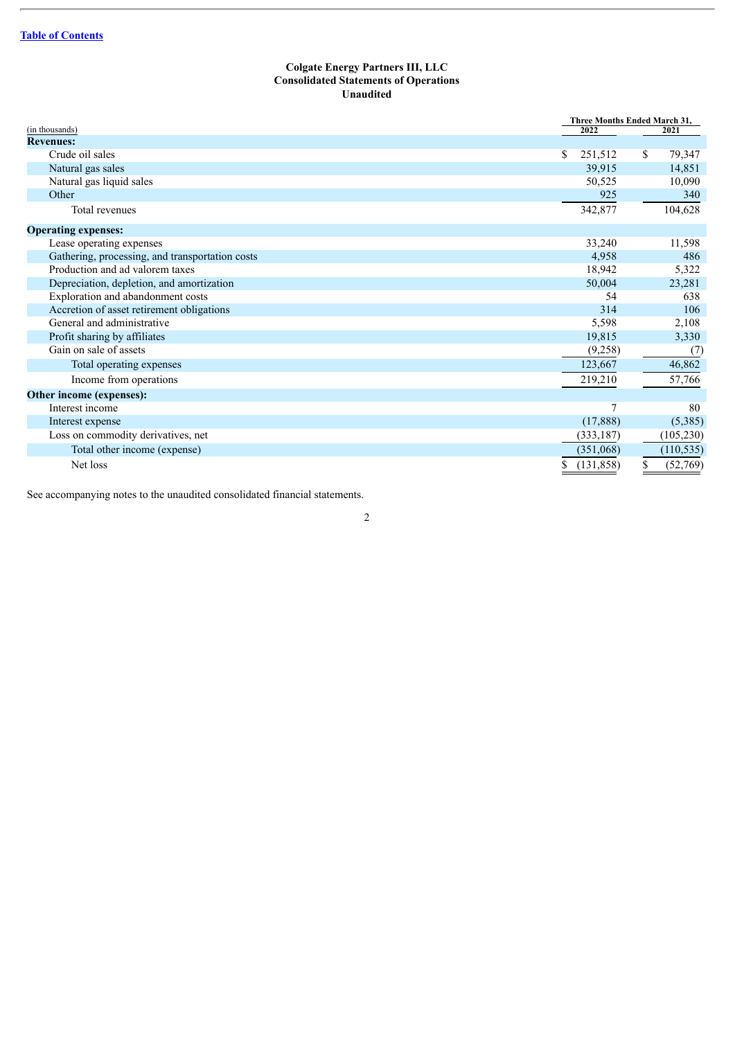[Table of Contents](#)

**Colgate Energy Partners III, LLC**
**Consolidated Statements of Operations**
**Unaudited**

| (in thousands) | Three Months Ended March 31, 2022 | 2021 |
|---|---|---|
| **Revenues:** | | |
| Crude oil sales | $ 251,512 | $ 79,347 |
| Natural gas sales | 39,915 | 14,851 |
| Natural gas liquid sales | 50,525 | 10,090 |
| Other | 925 | 340 |
| Total revenues | 342,877 | 104,628 |
| **Operating expenses:** | | |
| Lease operating expenses | 33,240 | 11,598 |
| Gathering, processing, and transportation costs | 4,958 | 486 |
| Production and ad valorem taxes | 18,942 | 5,322 |
| Depreciation, depletion, and amortization | 50,004 | 23,281 |
| Exploration and abandonment costs | 54 | 638 |
| Accretion of asset retirement obligations | 314 | 106 |
| General and administrative | 5,598 | 2,108 |
| Profit sharing by affiliates | 19,815 | 3,330 |
| Gain on sale of assets | (9,258) | (7) |
| Total operating expenses | 123,667 | 46,862 |
| Income from operations | 219,210 | 57,766 |
| **Other income (expenses):** | | |
| Interest income | 7 | 80 |
| Interest expense | (17,888) | (5,385) |
| Loss on commodity derivatives, net | (333,187) | (105,230) |
| Total other income (expense) | (351,068) | (110,535) |
| Net loss | $ (131,858) | $ (52,769) |

See accompanying notes to the unaudited consolidated financial statements.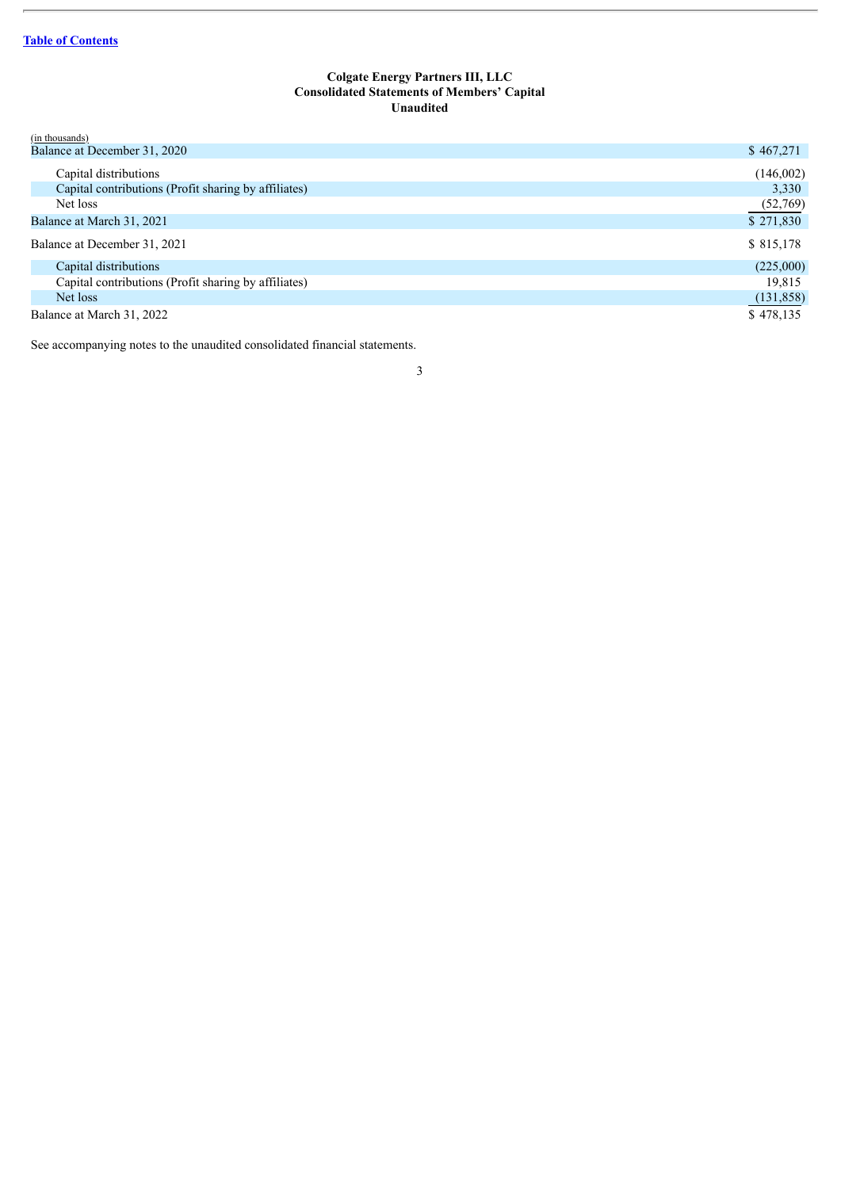Table of Contents

**Colgate Energy Partners III, LLC**
**Consolidated Statements of Members' Capital**
**Unaudited**

| (in thousands) | |
|---|---|
| Balance at December 31, 2020 | $ 467,271 |
| Capital distributions | (146,002) |
| Capital contributions (Profit sharing by affiliates) | 3,330 |
| Net loss | (52,769) |
| Balance at March 31, 2021 | $ 271,830 |
| Balance at December 31, 2021 | $ 815,178 |
| Capital distributions | (225,000) |
| Capital contributions (Profit sharing by affiliates) | 19,815 |
| Net loss | (131,858) |
| Balance at March 31, 2022 | $ 478,135 |

See accompanying notes to the unaudited consolidated financial statements.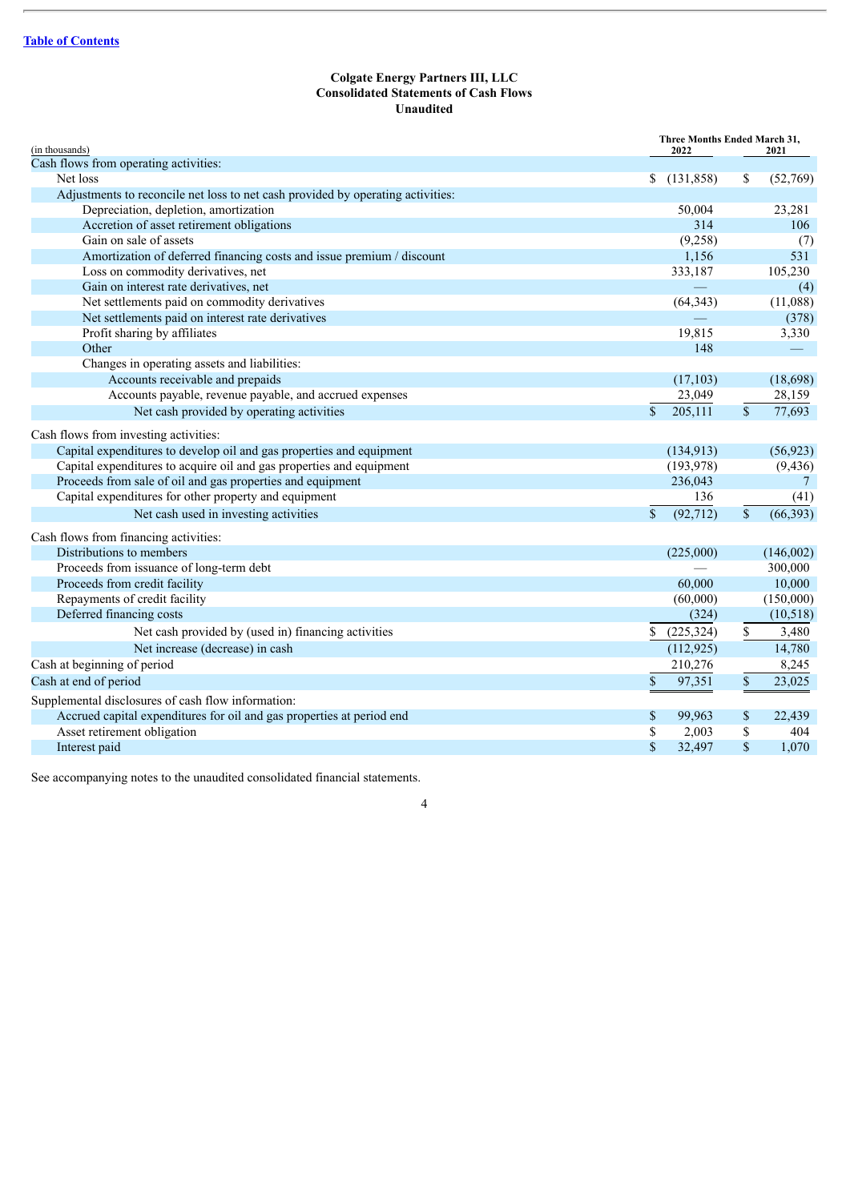[Table of Contents](#)

**Colgate Energy Partners III, LLC**
**Consolidated Statements of Cash Flows**
**Unaudited**

| (in thousands) | Three Months Ended March 31, 2022 | 2021 |
|---|---|---|
| Cash flows from operating activities: | | |
| Net loss | $ (131,858) | $ (52,769) |
| Adjustments to reconcile net loss to net cash provided by operating activities: | | |
| Depreciation, depletion, amortization | 50,004 | 23,281 |
| Accretion of asset retirement obligations | 314 | 106 |
| Gain on sale of assets | (9,258) | (7) |
| Amortization of deferred financing costs and issue premium / discount | 1,156 | 531 |
| Loss on commodity derivatives, net | 333,187 | 105,230 |
| Gain on interest rate derivatives, net | — | (4) |
| Net settlements paid on commodity derivatives | (64,343) | (11,088) |
| Net settlements paid on interest rate derivatives | — | (378) |
| Profit sharing by affiliates | 19,815 | 3,330 |
| Other | 148 | — |
| Changes in operating assets and liabilities: | | |
| Accounts receivable and prepaids | (17,103) | (18,698) |
| Accounts payable, revenue payable, and accrued expenses | 23,049 | 28,159 |
| Net cash provided by operating activities | $ 205,111 | $ 77,693 |
| Cash flows from investing activities: | | |
| Capital expenditures to develop oil and gas properties and equipment | (134,913) | (56,923) |
| Capital expenditures to acquire oil and gas properties and equipment | (193,978) | (9,436) |
| Proceeds from sale of oil and gas properties and equipment | 236,043 | 7 |
| Capital expenditures for other property and equipment | 136 | (41) |
| Net cash used in investing activities | $ (92,712) | $ (66,393) |
| Cash flows from financing activities: | | |
| Distributions to members | (225,000) | (146,002) |
| Proceeds from issuance of long-term debt | — | 300,000 |
| Proceeds from credit facility | 60,000 | 10,000 |
| Repayments of credit facility | (60,000) | (150,000) |
| Deferred financing costs | (324) | (10,518) |
| Net cash provided by (used in) financing activities | $ (225,324) | $ 3,480 |
| Net increase (decrease) in cash | (112,925) | 14,780 |
| Cash at beginning of period | 210,276 | 8,245 |
| Cash at end of period | $ 97,351 | $ 23,025 |
| Supplemental disclosures of cash flow information: | | |
| Accrued capital expenditures for oil and gas properties at period end | $ 99,963 | $ 22,439 |
| Asset retirement obligation | $ 2,003 | $ 404 |
| Interest paid | $ 32,497 | $ 1,070 |

See accompanying notes to the unaudited consolidated financial statements.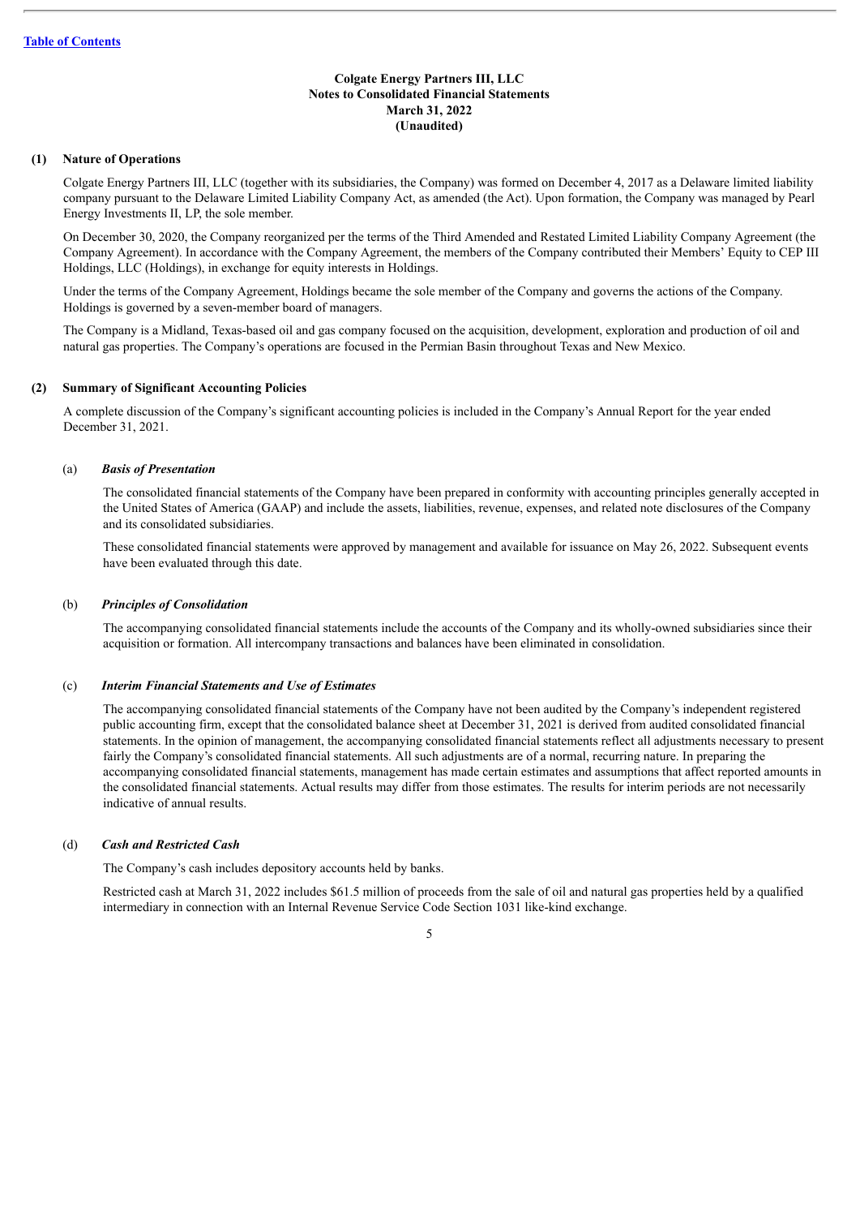**Colgate Energy Partners III, LLC**
**Notes to Consolidated Financial Statements**
**March 31, 2022**
**(Unaudited)**

## (1) Nature of Operations

Colgate Energy Partners III, LLC (together with its subsidiaries, the Company) was formed on December 4, 2017 as a Delaware limited liability company pursuant to the Delaware Limited Liability Company Act, as amended (the Act). Upon formation, the Company was managed by Pearl Energy Investments II, LP, the sole member.

On December 30, 2020, the Company reorganized per the terms of the Third Amended and Restated Limited Liability Company Agreement (the Company Agreement). In accordance with the Company Agreement, the members of the Company contributed their Members' Equity to CEP III Holdings, LLC (Holdings), in exchange for equity interests in Holdings.

Under the terms of the Company Agreement, Holdings became the sole member of the Company and governs the actions of the Company. Holdings is governed by a seven-member board of managers.

The Company is a Midland, Texas-based oil and gas company focused on the acquisition, development, exploration and production of oil and natural gas properties. The Company's operations are focused in the Permian Basin throughout Texas and New Mexico.

## (2) Summary of Significant Accounting Policies

A complete discussion of the Company's significant accounting policies is included in the Company's Annual Report for the year ended December 31, 2021.

### (a) *Basis of Presentation*

The consolidated financial statements of the Company have been prepared in conformity with accounting principles generally accepted in the United States of America (GAAP) and include the assets, liabilities, revenue, expenses, and related note disclosures of the Company and its consolidated subsidiaries.

These consolidated financial statements were approved by management and available for issuance on May 26, 2022. Subsequent events have been evaluated through this date.

### (b) *Principles of Consolidation*

The accompanying consolidated financial statements include the accounts of the Company and its wholly-owned subsidiaries since their acquisition or formation. All intercompany transactions and balances have been eliminated in consolidation.

### (c) *Interim Financial Statements and Use of Estimates*

The accompanying consolidated financial statements of the Company have not been audited by the Company's independent registered public accounting firm, except that the consolidated balance sheet at December 31, 2021 is derived from audited consolidated financial statements. In the opinion of management, the accompanying consolidated financial statements reflect all adjustments necessary to present fairly the Company's consolidated financial statements. All such adjustments are of a normal, recurring nature. In preparing the accompanying consolidated financial statements, management has made certain estimates and assumptions that affect reported amounts in the consolidated financial statements. Actual results may differ from those estimates. The results for interim periods are not necessarily indicative of annual results.

### (d) *Cash and Restricted Cash*

The Company's cash includes depository accounts held by banks.

Restricted cash at March 31, 2022 includes $61.5 million of proceeds from the sale of oil and natural gas properties held by a qualified intermediary in connection with an Internal Revenue Service Code Section 1031 like-kind exchange.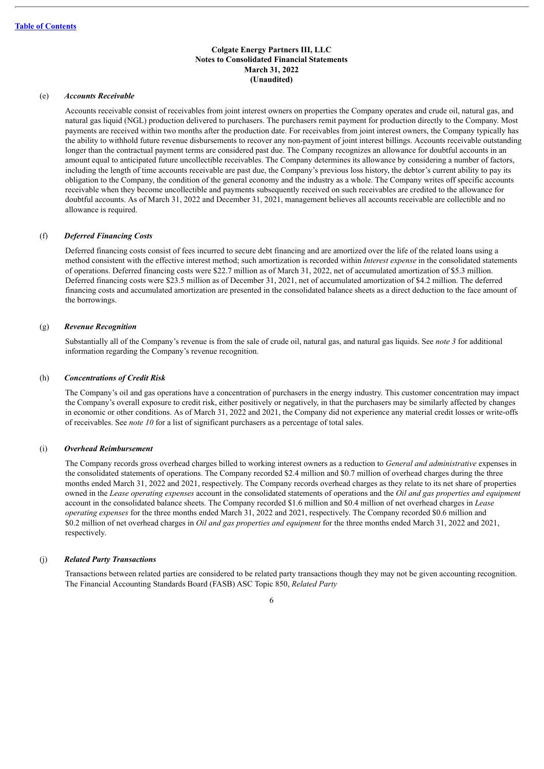### Colgate Energy Partners III, LLC
### Notes to Consolidated Financial Statements
### March 31, 2022
### (Unaudited)

(e) ***Accounts Receivable***

Accounts receivable consist of receivables from joint interest owners on properties the Company operates and crude oil, natural gas, and natural gas liquid (NGL) production delivered to purchasers. The purchasers remit payment for production directly to the Company. Most payments are received within two months after the production date. For receivables from joint interest owners, the Company typically has the ability to withhold future revenue disbursements to recover any non-payment of joint interest billings. Accounts receivable outstanding longer than the contractual payment terms are considered past due. The Company recognizes an allowance for doubtful accounts in an amount equal to anticipated future uncollectible receivables. The Company determines its allowance by considering a number of factors, including the length of time accounts receivable are past due, the Company's previous loss history, the debtor's current ability to pay its obligation to the Company, the condition of the general economy and the industry as a whole. The Company writes off specific accounts receivable when they become uncollectible and payments subsequently received on such receivables are credited to the allowance for doubtful accounts. As of March 31, 2022 and December 31, 2021, management believes all accounts receivable are collectible and no allowance is required.

(f) ***Deferred Financing Costs***

Deferred financing costs consist of fees incurred to secure debt financing and are amortized over the life of the related loans using a method consistent with the effective interest method; such amortization is recorded within *Interest expense* in the consolidated statements of operations. Deferred financing costs were \$22.7 million as of March 31, 2022, net of accumulated amortization of \$5.3 million. Deferred financing costs were \$23.5 million as of December 31, 2021, net of accumulated amortization of \$4.2 million. The deferred financing costs and accumulated amortization are presented in the consolidated balance sheets as a direct deduction to the face amount of the borrowings.

(g) ***Revenue Recognition***

Substantially all of the Company's revenue is from the sale of crude oil, natural gas, and natural gas liquids. See *note 3* for additional information regarding the Company's revenue recognition.

(h) ***Concentrations of Credit Risk***

The Company's oil and gas operations have a concentration of purchasers in the energy industry. This customer concentration may impact the Company's overall exposure to credit risk, either positively or negatively, in that the purchasers may be similarly affected by changes in economic or other conditions. As of March 31, 2022 and 2021, the Company did not experience any material credit losses or write-offs of receivables. See *note 10* for a list of significant purchasers as a percentage of total sales.

(i) ***Overhead Reimbursement***

The Company records gross overhead charges billed to working interest owners as a reduction to *General and administrative* expenses in the consolidated statements of operations. The Company recorded \$2.4 million and \$0.7 million of overhead charges during the three months ended March 31, 2022 and 2021, respectively. The Company records overhead charges as they relate to its net share of properties owned in the *Lease operating expenses* account in the consolidated statements of operations and the *Oil and gas properties and equipment* account in the consolidated balance sheets. The Company recorded \$1.6 million and \$0.4 million of net overhead charges in *Lease operating expenses* for the three months ended March 31, 2022 and 2021, respectively. The Company recorded \$0.6 million and \$0.2 million of net overhead charges in *Oil and gas properties and equipment* for the three months ended March 31, 2022 and 2021, respectively.

(j) ***Related Party Transactions***

Transactions between related parties are considered to be related party transactions though they may not be given accounting recognition. The Financial Accounting Standards Board (FASB) ASC Topic 850, *Related Party*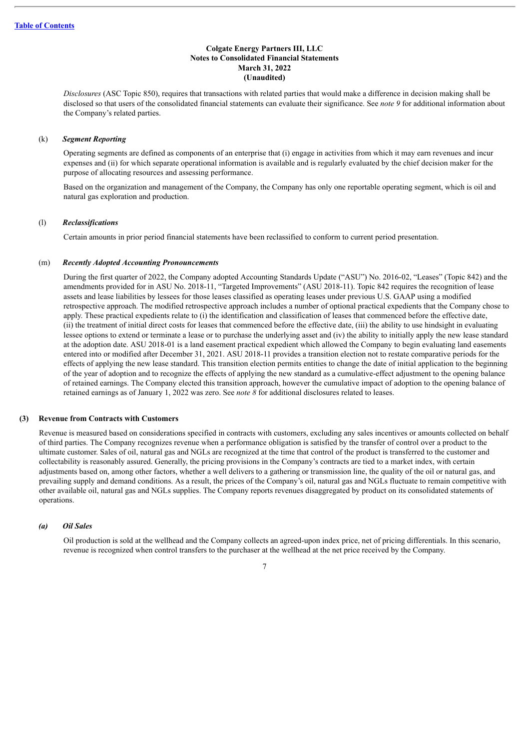*Disclosures* (ASC Topic 850), requires that transactions with related parties that would make a difference in decision making shall be disclosed so that users of the consolidated financial statements can evaluate their significance. See *note 9* for additional information about the Company's related parties.

(k) ***Segment Reporting***

Operating segments are defined as components of an enterprise that (i) engage in activities from which it may earn revenues and incur expenses and (ii) for which separate operational information is available and is regularly evaluated by the chief decision maker for the purpose of allocating resources and assessing performance.

Based on the organization and management of the Company, the Company has only one reportable operating segment, which is oil and natural gas exploration and production.

(l) ***Reclassifications***

Certain amounts in prior period financial statements have been reclassified to conform to current period presentation.

(m) ***Recently Adopted Accounting Pronouncements***

During the first quarter of 2022, the Company adopted Accounting Standards Update ("ASU") No. 2016-02, "Leases" (Topic 842) and the amendments provided for in ASU No. 2018-11, "Targeted Improvements" (ASU 2018-11). Topic 842 requires the recognition of lease assets and lease liabilities by lessees for those leases classified as operating leases under previous U.S. GAAP using a modified retrospective approach. The modified retrospective approach includes a number of optional practical expedients that the Company chose to apply. These practical expedients relate to (i) the identification and classification of leases that commenced before the effective date, (ii) the treatment of initial direct costs for leases that commenced before the effective date, (iii) the ability to use hindsight in evaluating lessee options to extend or terminate a lease or to purchase the underlying asset and (iv) the ability to initially apply the new lease standard at the adoption date. ASU 2018-01 is a land easement practical expedient which allowed the Company to begin evaluating land easements entered into or modified after December 31, 2021. ASU 2018-11 provides a transition election not to restate comparative periods for the effects of applying the new lease standard. This transition election permits entities to change the date of initial application to the beginning of the year of adoption and to recognize the effects of applying the new standard as a cumulative-effect adjustment to the opening balance of retained earnings. The Company elected this transition approach, however the cumulative impact of adoption to the opening balance of retained earnings as of January 1, 2022 was zero. See *note 8* for additional disclosures related to leases.

## (3) Revenue from Contracts with Customers

Revenue is measured based on considerations specified in contracts with customers, excluding any sales incentives or amounts collected on behalf of third parties. The Company recognizes revenue when a performance obligation is satisfied by the transfer of control over a product to the ultimate customer. Sales of oil, natural gas and NGLs are recognized at the time that control of the product is transferred to the customer and collectability is reasonably assured. Generally, the pricing provisions in the Company's contracts are tied to a market index, with certain adjustments based on, among other factors, whether a well delivers to a gathering or transmission line, the quality of the oil or natural gas, and prevailing supply and demand conditions. As a result, the prices of the Company's oil, natural gas and NGLs fluctuate to remain competitive with other available oil, natural gas and NGLs supplies. The Company reports revenues disaggregated by product on its consolidated statements of operations.

### *(a) Oil Sales*

Oil production is sold at the wellhead and the Company collects an agreed-upon index price, net of pricing differentials. In this scenario, revenue is recognized when control transfers to the purchaser at the wellhead at the net price received by the Company.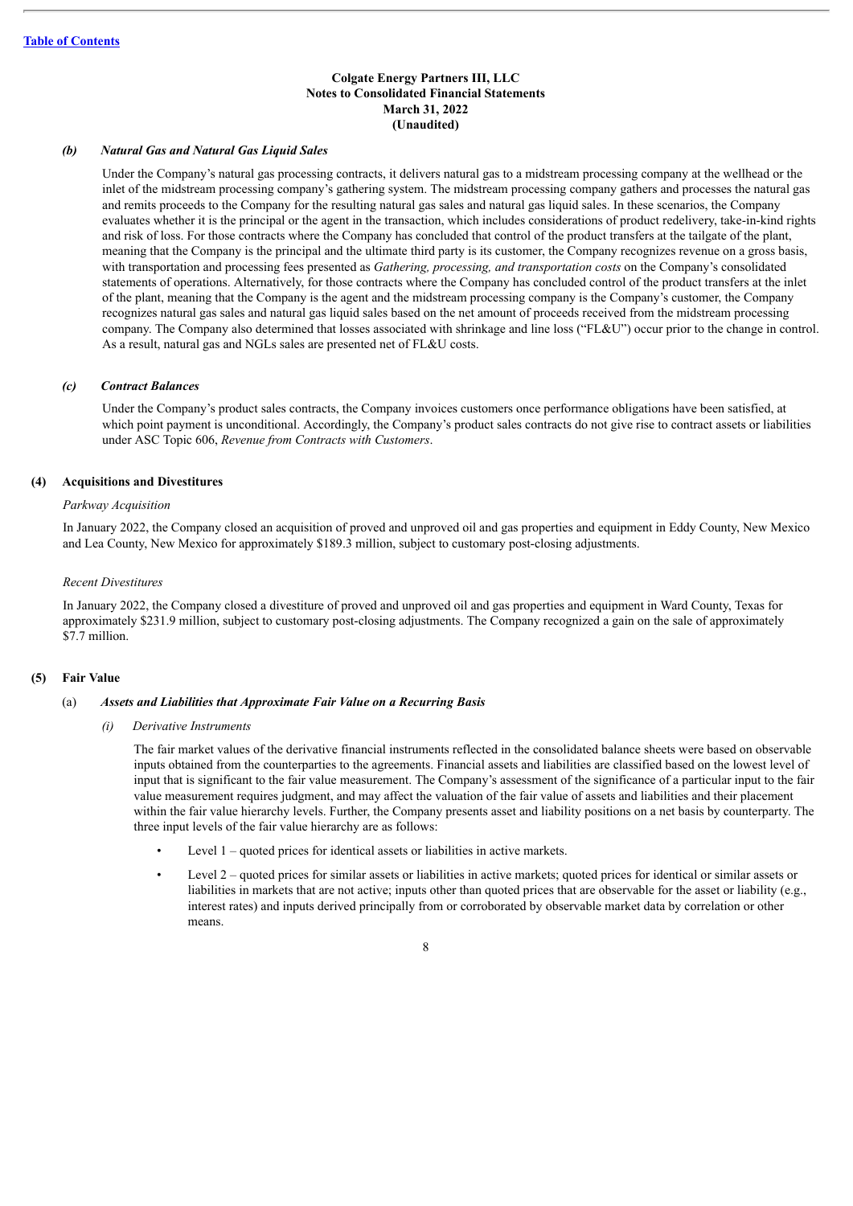**Colgate Energy Partners III, LLC**
**Notes to Consolidated Financial Statements**
**March 31, 2022**
**(Unaudited)**

***(b) Natural Gas and Natural Gas Liquid Sales***

Under the Company's natural gas processing contracts, it delivers natural gas to a midstream processing company at the wellhead or the inlet of the midstream processing company's gathering system. The midstream processing company gathers and processes the natural gas and remits proceeds to the Company for the resulting natural gas sales and natural gas liquid sales. In these scenarios, the Company evaluates whether it is the principal or the agent in the transaction, which includes considerations of product redelivery, take-in-kind rights and risk of loss. For those contracts where the Company has concluded that control of the product transfers at the tailgate of the plant, meaning that the Company is the principal and the ultimate third party is its customer, the Company recognizes revenue on a gross basis, with transportation and processing fees presented as *Gathering, processing, and transportation costs* on the Company's consolidated statements of operations. Alternatively, for those contracts where the Company has concluded control of the product transfers at the inlet of the plant, meaning that the Company is the agent and the midstream processing company is the Company's customer, the Company recognizes natural gas sales and natural gas liquid sales based on the net amount of proceeds received from the midstream processing company. The Company also determined that losses associated with shrinkage and line loss ("FL&U") occur prior to the change in control. As a result, natural gas and NGLs sales are presented net of FL&U costs.

***(c) Contract Balances***

Under the Company's product sales contracts, the Company invoices customers once performance obligations have been satisfied, at which point payment is unconditional. Accordingly, the Company's product sales contracts do not give rise to contract assets or liabilities under ASC Topic 606, *Revenue from Contracts with Customers*.

## (4) Acquisitions and Divestitures

*Parkway Acquisition*

In January 2022, the Company closed an acquisition of proved and unproved oil and gas properties and equipment in Eddy County, New Mexico and Lea County, New Mexico for approximately $189.3 million, subject to customary post-closing adjustments.

*Recent Divestitures*

In January 2022, the Company closed a divestiture of proved and unproved oil and gas properties and equipment in Ward County, Texas for approximately $231.9 million, subject to customary post-closing adjustments. The Company recognized a gain on the sale of approximately $7.7 million.

## (5) Fair Value

(a) ***Assets and Liabilities that Approximate Fair Value on a Recurring Basis***

*(i) Derivative Instruments*

The fair market values of the derivative financial instruments reflected in the consolidated balance sheets were based on observable inputs obtained from the counterparties to the agreements. Financial assets and liabilities are classified based on the lowest level of input that is significant to the fair value measurement. The Company's assessment of the significance of a particular input to the fair value measurement requires judgment, and may affect the valuation of the fair value of assets and liabilities and their placement within the fair value hierarchy levels. Further, the Company presents asset and liability positions on a net basis by counterparty. The three input levels of the fair value hierarchy are as follows:

- Level 1 – quoted prices for identical assets or liabilities in active markets.
- Level 2 – quoted prices for similar assets or liabilities in active markets; quoted prices for identical or similar assets or liabilities in markets that are not active; inputs other than quoted prices that are observable for the asset or liability (e.g., interest rates) and inputs derived principally from or corroborated by observable market data by correlation or other means.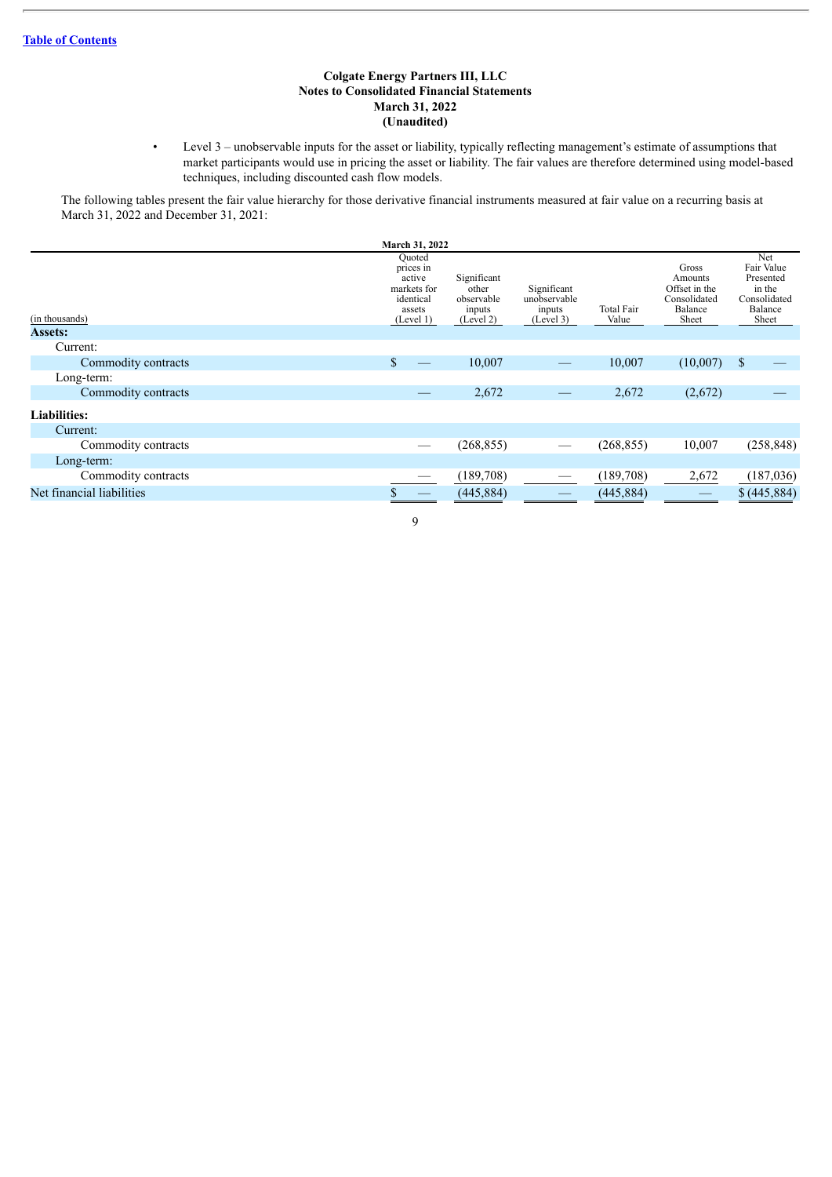Colgate Energy Partners III, LLC
Notes to Consolidated Financial Statements
March 31, 2022
(Unaudited)

- Level 3 – unobservable inputs for the asset or liability, typically reflecting management's estimate of assumptions that market participants would use in pricing the asset or liability. The fair values are therefore determined using model-based techniques, including discounted cash flow models.

The following tables present the fair value hierarchy for those derivative financial instruments measured at fair value on a recurring basis at March 31, 2022 and December 31, 2021:

| | March 31, 2022 | | | | | |
|---|---|---|---|---|---|---|
| (in thousands) | Quoted prices in active markets for identical assets (Level 1) | Significant other observable inputs (Level 2) | Significant unobservable inputs (Level 3) | Total Fair Value | Gross Amounts Offset in the Consolidated Balance Sheet | Net Fair Value Presented in the Consolidated Balance Sheet |
| **Assets:** | | | | | | |
| Current: | | | | | | |
| Commodity contracts | $ — | 10,007 | — | 10,007 | (10,007) | $ — |
| Long-term: | | | | | | |
| Commodity contracts | — | 2,672 | — | 2,672 | (2,672) | — |
| **Liabilities:** | | | | | | |
| Current: | | | | | | |
| Commodity contracts | — | (268,855) | — | (268,855) | 10,007 | (258,848) |
| Long-term: | | | | | | |
| Commodity contracts | — | (189,708) | — | (189,708) | 2,672 | (187,036) |
| Net financial liabilities | $ — | (445,884) | — | (445,884) | — | $ (445,884) |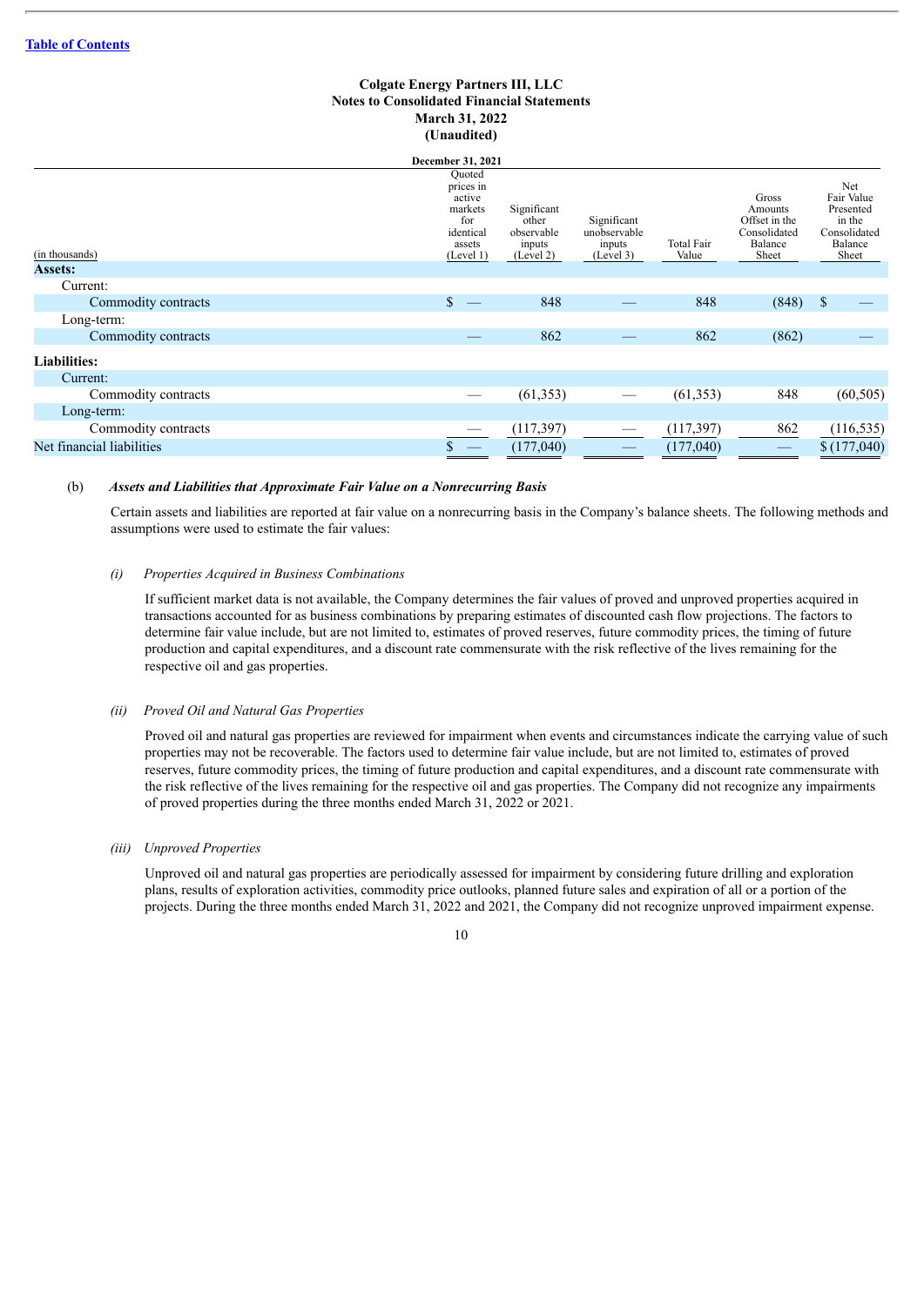[Table of Contents](#)

**Colgate Energy Partners III, LLC**
**Notes to Consolidated Financial Statements**
**March 31, 2022**
**(Unaudited)**

| December 31, 2021 (in thousands) | Quoted prices in active markets for identical assets (Level 1) | Significant other observable inputs (Level 2) | Significant unobservable inputs (Level 3) | Total Fair Value | Gross Amounts Offset in the Consolidated Balance Sheet | Net Fair Value Presented in the Consolidated Balance Sheet |
|---|---|---|---|---|---|---|
| **Assets:** | | | | | | |
| Current: | | | | | | |
| Commodity contracts | $ — | 848 | — | 848 | (848) | $ — |
| Long-term: | | | | | | |
| Commodity contracts | — | 862 | — | 862 | (862) | — |
| **Liabilities:** | | | | | | |
| Current: | | | | | | |
| Commodity contracts | — | (61,353) | — | (61,353) | 848 | (60,505) |
| Long-term: | | | | | | |
| Commodity contracts | — | (117,397) | — | (117,397) | 862 | (116,535) |
| Net financial liabilities | $ — | (177,040) | — | (177,040) | — | $ (177,040) |

(b) ***Assets and Liabilities that Approximate Fair Value on a Nonrecurring Basis***

Certain assets and liabilities are reported at fair value on a nonrecurring basis in the Company's balance sheets. The following methods and assumptions were used to estimate the fair values:

*(i) Properties Acquired in Business Combinations*

If sufficient market data is not available, the Company determines the fair values of proved and unproved properties acquired in transactions accounted for as business combinations by preparing estimates of discounted cash flow projections. The factors to determine fair value include, but are not limited to, estimates of proved reserves, future commodity prices, the timing of future production and capital expenditures, and a discount rate commensurate with the risk reflective of the lives remaining for the respective oil and gas properties.

*(ii) Proved Oil and Natural Gas Properties*

Proved oil and natural gas properties are reviewed for impairment when events and circumstances indicate the carrying value of such properties may not be recoverable. The factors used to determine fair value include, but are not limited to, estimates of proved reserves, future commodity prices, the timing of future production and capital expenditures, and a discount rate commensurate with the risk reflective of the lives remaining for the respective oil and gas properties. The Company did not recognize any impairments of proved properties during the three months ended March 31, 2022 or 2021.

*(iii) Unproved Properties*

Unproved oil and natural gas properties are periodically assessed for impairment by considering future drilling and exploration plans, results of exploration activities, commodity price outlooks, planned future sales and expiration of all or a portion of the projects. During the three months ended March 31, 2022 and 2021, the Company did not recognize unproved impairment expense.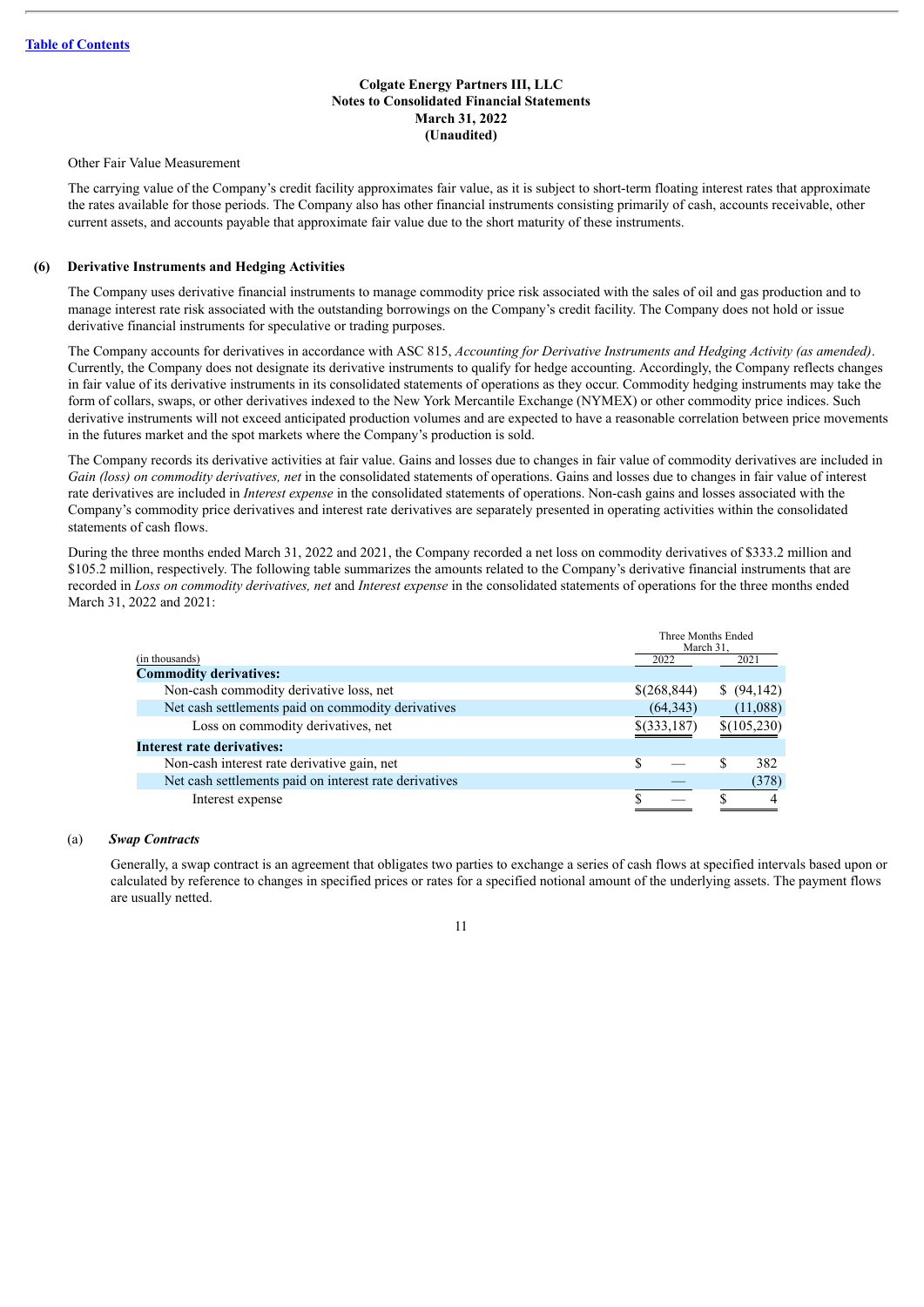Colgate Energy Partners III, LLC
Notes to Consolidated Financial Statements
March 31, 2022
(Unaudited)

Other Fair Value Measurement

The carrying value of the Company's credit facility approximates fair value, as it is subject to short-term floating interest rates that approximate the rates available for those periods. The Company also has other financial instruments consisting primarily of cash, accounts receivable, other current assets, and accounts payable that approximate fair value due to the short maturity of these instruments.

## (6) Derivative Instruments and Hedging Activities

The Company uses derivative financial instruments to manage commodity price risk associated with the sales of oil and gas production and to manage interest rate risk associated with the outstanding borrowings on the Company's credit facility. The Company does not hold or issue derivative financial instruments for speculative or trading purposes.

The Company accounts for derivatives in accordance with ASC 815, *Accounting for Derivative Instruments and Hedging Activity (as amended)*. Currently, the Company does not designate its derivative instruments to qualify for hedge accounting. Accordingly, the Company reflects changes in fair value of its derivative instruments in its consolidated statements of operations as they occur. Commodity hedging instruments may take the form of collars, swaps, or other derivatives indexed to the New York Mercantile Exchange (NYMEX) or other commodity price indices. Such derivative instruments will not exceed anticipated production volumes and are expected to have a reasonable correlation between price movements in the futures market and the spot markets where the Company's production is sold.

The Company records its derivative activities at fair value. Gains and losses due to changes in fair value of commodity derivatives are included in *Gain (loss) on commodity derivatives, net* in the consolidated statements of operations. Gains and losses due to changes in fair value of interest rate derivatives are included in *Interest expense* in the consolidated statements of operations. Non-cash gains and losses associated with the Company's commodity price derivatives and interest rate derivatives are separately presented in operating activities within the consolidated statements of cash flows.

During the three months ended March 31, 2022 and 2021, the Company recorded a net loss on commodity derivatives of $333.2 million and $105.2 million, respectively. The following table summarizes the amounts related to the Company's derivative financial instruments that are recorded in *Loss on commodity derivatives, net* and *Interest expense* in the consolidated statements of operations for the three months ended March 31, 2022 and 2021:

| (in thousands) | Three Months Ended March 31, 2022 | Three Months Ended March 31, 2021 |
|---|---|---|
| **Commodity derivatives:** | | |
| Non-cash commodity derivative loss, net | $(268,844) | $ (94,142) |
| Net cash settlements paid on commodity derivatives | (64,343) | (11,088) |
| Loss on commodity derivatives, net | $(333,187) | $(105,230) |
| **Interest rate derivatives:** | | |
| Non-cash interest rate derivative gain, net | $ — | $ 382 |
| Net cash settlements paid on interest rate derivatives | — | (378) |
| Interest expense | $ — | $ 4 |

(a) ***Swap Contracts***

Generally, a swap contract is an agreement that obligates two parties to exchange a series of cash flows at specified intervals based upon or calculated by reference to changes in specified prices or rates for a specified notional amount of the underlying assets. The payment flows are usually netted.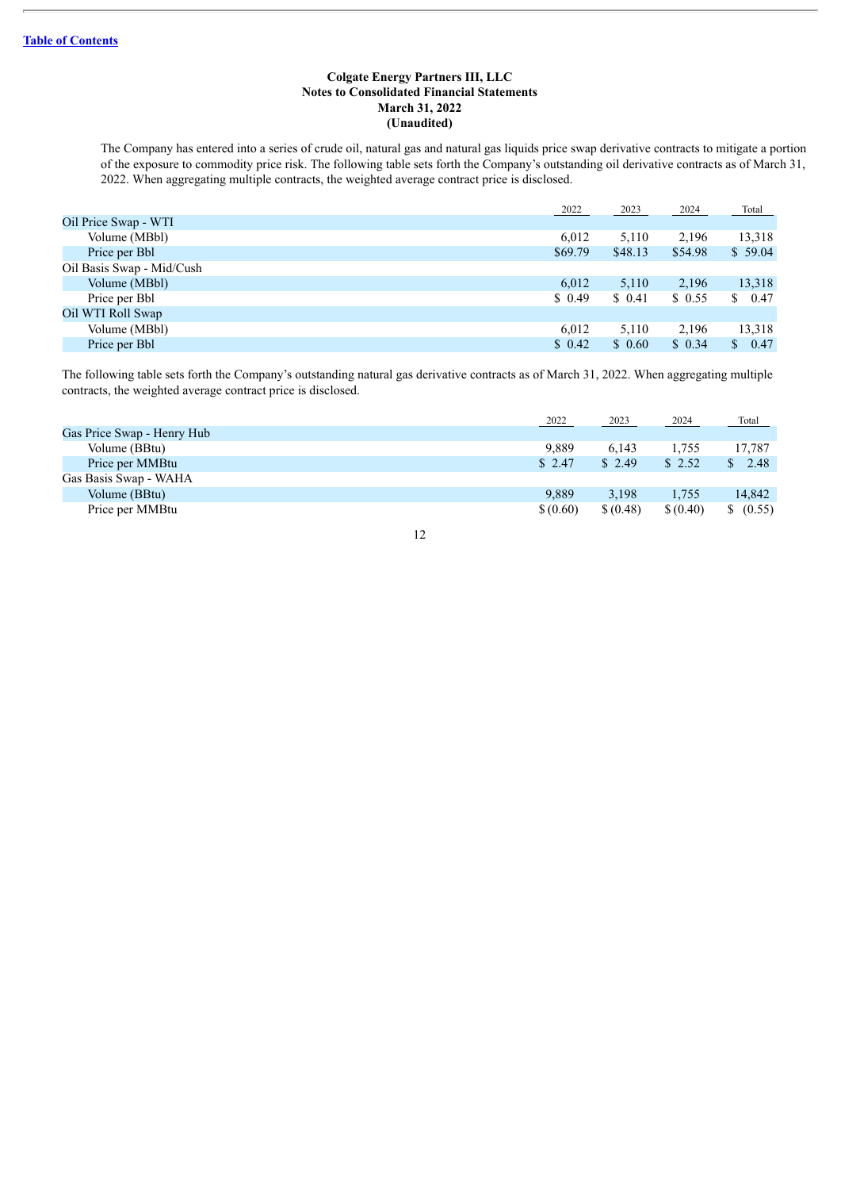**Colgate Energy Partners III, LLC**
**Notes to Consolidated Financial Statements**
**March 31, 2022**
**(Unaudited)**

The Company has entered into a series of crude oil, natural gas and natural gas liquids price swap derivative contracts to mitigate a portion of the exposure to commodity price risk. The following table sets forth the Company's outstanding oil derivative contracts as of March 31, 2022. When aggregating multiple contracts, the weighted average contract price is disclosed.

| | 2022 | 2023 | 2024 | Total |
|---|---|---|---|---|
| Oil Price Swap - WTI | | | | |
| Volume (MBbl) | 6,012 | 5,110 | 2,196 | 13,318 |
| Price per Bbl | $69.79 | $48.13 | $54.98 | $ 59.04 |
| Oil Basis Swap - Mid/Cush | | | | |
| Volume (MBbl) | 6,012 | 5,110 | 2,196 | 13,318 |
| Price per Bbl | $ 0.49 | $ 0.41 | $ 0.55 | $ 0.47 |
| Oil WTI Roll Swap | | | | |
| Volume (MBbl) | 6,012 | 5,110 | 2,196 | 13,318 |
| Price per Bbl | $ 0.42 | $ 0.60 | $ 0.34 | $ 0.47 |

The following table sets forth the Company's outstanding natural gas derivative contracts as of March 31, 2022. When aggregating multiple contracts, the weighted average contract price is disclosed.

| | 2022 | 2023 | 2024 | Total |
|---|---|---|---|---|
| Gas Price Swap - Henry Hub | | | | |
| Volume (BBtu) | 9,889 | 6,143 | 1,755 | 17,787 |
| Price per MMBtu | $ 2.47 | $ 2.49 | $ 2.52 | $ 2.48 |
| Gas Basis Swap - WAHA | | | | |
| Volume (BBtu) | 9,889 | 3,198 | 1,755 | 14,842 |
| Price per MMBtu | $ (0.60) | $ (0.48) | $ (0.40) | $ (0.55) |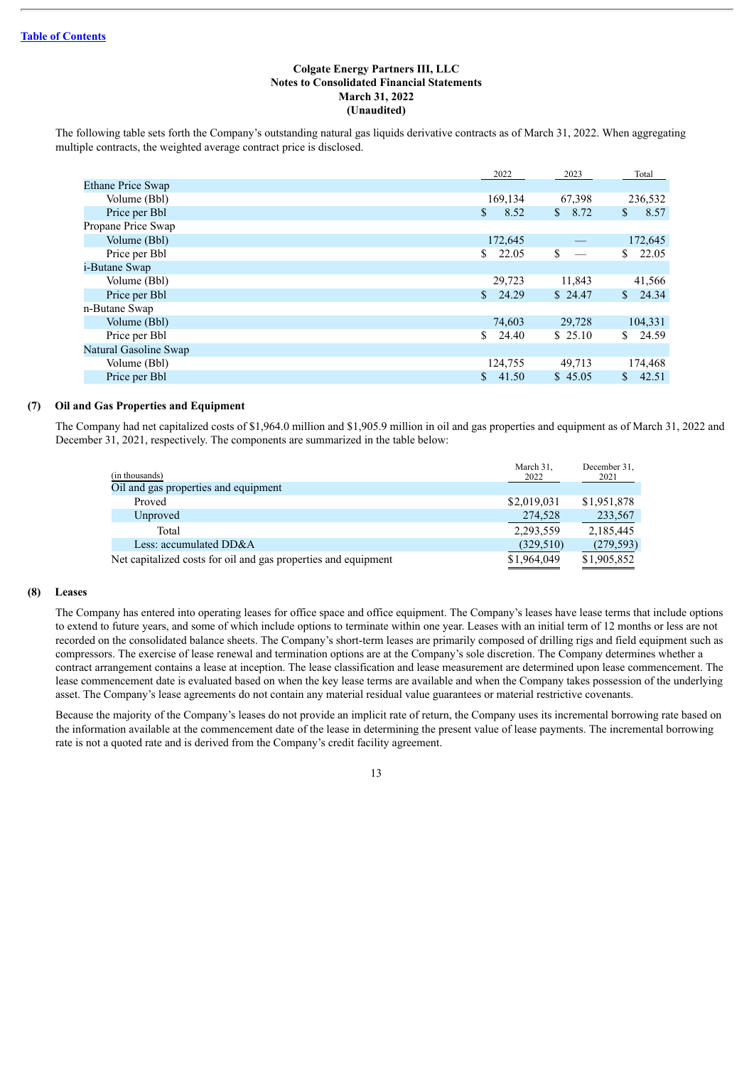[Table of Contents](#)

**Colgate Energy Partners III, LLC**
**Notes to Consolidated Financial Statements**
**March 31, 2022**
**(Unaudited)**

The following table sets forth the Company's outstanding natural gas liquids derivative contracts as of March 31, 2022. When aggregating multiple contracts, the weighted average contract price is disclosed.

| | 2022 | 2023 | Total |
|---|---|---|---|
| Ethane Price Swap | | | |
| Volume (Bbl) | 169,134 | 67,398 | 236,532 |
| Price per Bbl | $ 8.52 | $ 8.72 | $ 8.57 |
| Propane Price Swap | | | |
| Volume (Bbl) | 172,645 | — | 172,645 |
| Price per Bbl | $ 22.05 | $ — | $ 22.05 |
| i-Butane Swap | | | |
| Volume (Bbl) | 29,723 | 11,843 | 41,566 |
| Price per Bbl | $ 24.29 | $ 24.47 | $ 24.34 |
| n-Butane Swap | | | |
| Volume (Bbl) | 74,603 | 29,728 | 104,331 |
| Price per Bbl | $ 24.40 | $ 25.10 | $ 24.59 |
| Natural Gasoline Swap | | | |
| Volume (Bbl) | 124,755 | 49,713 | 174,468 |
| Price per Bbl | $ 41.50 | $ 45.05 | $ 42.51 |

## (7) Oil and Gas Properties and Equipment

The Company had net capitalized costs of $1,964.0 million and $1,905.9 million in oil and gas properties and equipment as of March 31, 2022 and December 31, 2021, respectively. The components are summarized in the table below:

| (in thousands) | March 31, 2022 | December 31, 2021 |
|---|---|---|
| Oil and gas properties and equipment | | |
| Proved | $2,019,031 | $1,951,878 |
| Unproved | 274,528 | 233,567 |
| Total | 2,293,559 | 2,185,445 |
| Less: accumulated DD&A | (329,510) | (279,593) |
| Net capitalized costs for oil and gas properties and equipment | $1,964,049 | $1,905,852 |

## (8) Leases

The Company has entered into operating leases for office space and office equipment. The Company's leases have lease terms that include options to extend to future years, and some of which include options to terminate within one year. Leases with an initial term of 12 months or less are not recorded on the consolidated balance sheets. The Company's short-term leases are primarily composed of drilling rigs and field equipment such as compressors. The exercise of lease renewal and termination options are at the Company's sole discretion. The Company determines whether a contract arrangement contains a lease at inception. The lease classification and lease measurement are determined upon lease commencement. The lease commencement date is evaluated based on when the key lease terms are available and when the Company takes possession of the underlying asset. The Company's lease agreements do not contain any material residual value guarantees or material restrictive covenants.

Because the majority of the Company's leases do not provide an implicit rate of return, the Company uses its incremental borrowing rate based on the information available at the commencement date of the lease in determining the present value of lease payments. The incremental borrowing rate is not a quoted rate and is derived from the Company's credit facility agreement.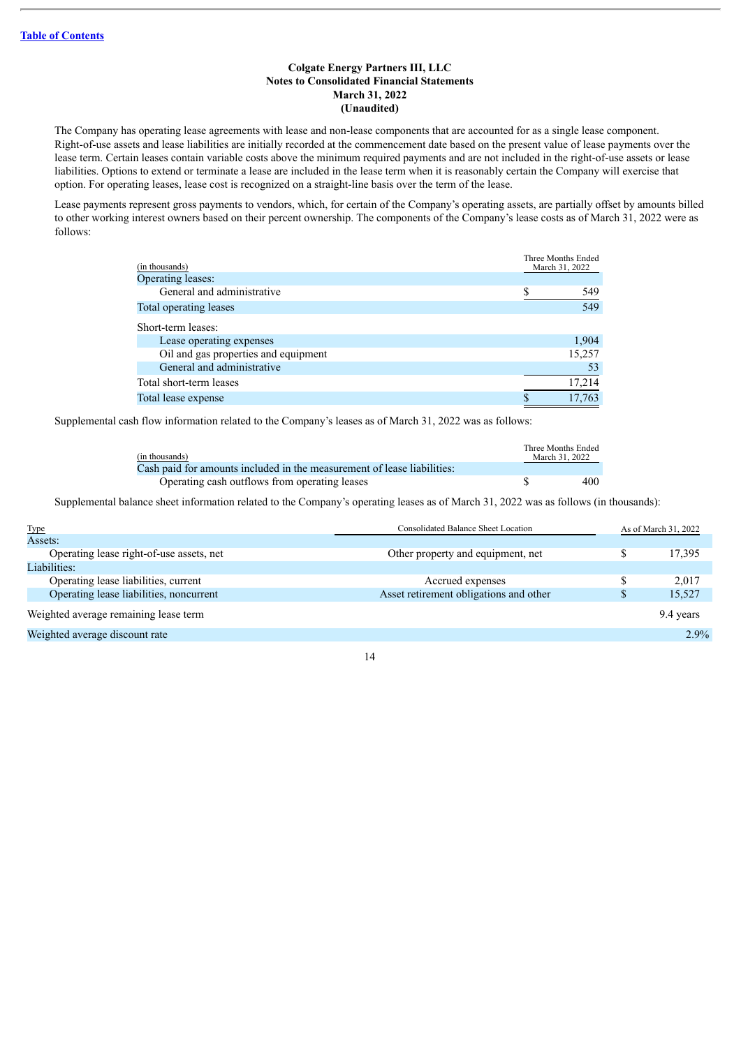**Colgate Energy Partners III, LLC**
**Notes to Consolidated Financial Statements**
**March 31, 2022**
**(Unaudited)**

The Company has operating lease agreements with lease and non-lease components that are accounted for as a single lease component. Right-of-use assets and lease liabilities are initially recorded at the commencement date based on the present value of lease payments over the lease term. Certain leases contain variable costs above the minimum required payments and are not included in the right-of-use assets or lease liabilities. Options to extend or terminate a lease are included in the lease term when it is reasonably certain the Company will exercise that option. For operating leases, lease cost is recognized on a straight-line basis over the term of the lease.

Lease payments represent gross payments to vendors, which, for certain of the Company's operating assets, are partially offset by amounts billed to other working interest owners based on their percent ownership. The components of the Company's lease costs as of March 31, 2022 were as follows:

| (in thousands) | Three Months Ended March 31, 2022 |
|---|---|
| Operating leases: | |
| General and administrative | $ 549 |
| Total operating leases | 549 |
| Short-term leases: | |
| Lease operating expenses | 1,904 |
| Oil and gas properties and equipment | 15,257 |
| General and administrative | 53 |
| Total short-term leases | 17,214 |
| Total lease expense | $ 17,763 |

Supplemental cash flow information related to the Company's leases as of March 31, 2022 was as follows:

| (in thousands) | Three Months Ended March 31, 2022 |
|---|---|
| Cash paid for amounts included in the measurement of lease liabilities: | |
| Operating cash outflows from operating leases | $ 400 |

Supplemental balance sheet information related to the Company's operating leases as of March 31, 2022 was as follows (in thousands):

| Type | Consolidated Balance Sheet Location | As of March 31, 2022 |
|---|---|---|
| Assets: | | |
| Operating lease right-of-use assets, net | Other property and equipment, net | $ 17,395 |
| Liabilities: | | |
| Operating lease liabilities, current | Accrued expenses | $ 2,017 |
| Operating lease liabilities, noncurrent | Asset retirement obligations and other | $ 15,527 |
| Weighted average remaining lease term | | 9.4 years |
| Weighted average discount rate | | 2.9% |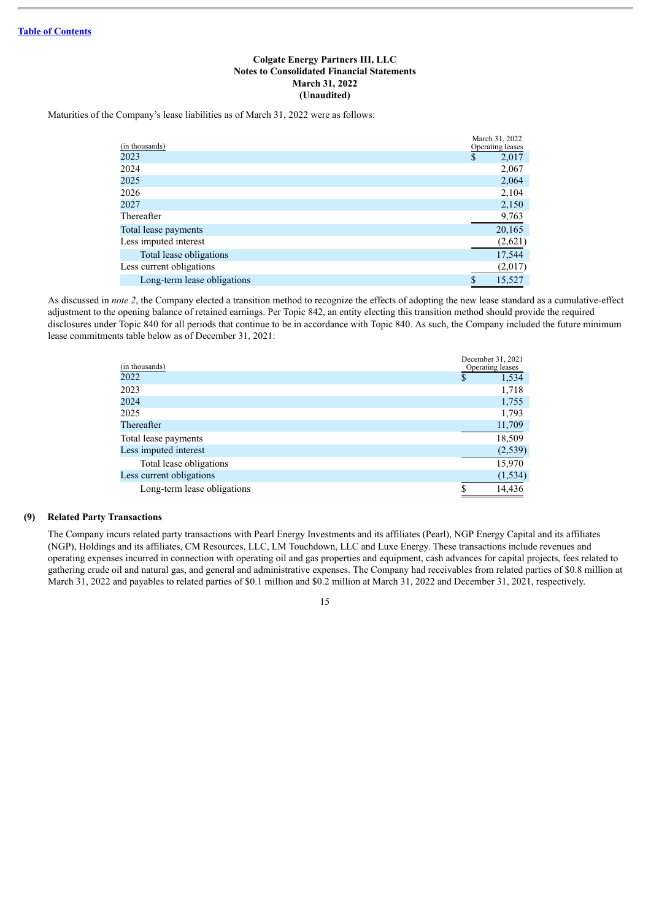Colgate Energy Partners III, LLC
Notes to Consolidated Financial Statements
March 31, 2022
(Unaudited)

Maturities of the Company's lease liabilities as of March 31, 2022 were as follows:

| (in thousands) | March 31, 2022 Operating leases |
|---|---|
| 2023 | $ 2,017 |
| 2024 | 2,067 |
| 2025 | 2,064 |
| 2026 | 2,104 |
| 2027 | 2,150 |
| Thereafter | 9,763 |
| Total lease payments | 20,165 |
| Less imputed interest | (2,621) |
| Total lease obligations | 17,544 |
| Less current obligations | (2,017) |
| Long-term lease obligations | $ 15,527 |

As discussed in *note 2*, the Company elected a transition method to recognize the effects of adopting the new lease standard as a cumulative-effect adjustment to the opening balance of retained earnings. Per Topic 842, an entity electing this transition method should provide the required disclosures under Topic 840 for all periods that continue to be in accordance with Topic 840. As such, the Company included the future minimum lease commitments table below as of December 31, 2021:

| (in thousands) | December 31, 2021 Operating leases |
|---|---|
| 2022 | $ 1,534 |
| 2023 | 1,718 |
| 2024 | 1,755 |
| 2025 | 1,793 |
| Thereafter | 11,709 |
| Total lease payments | 18,509 |
| Less imputed interest | (2,539) |
| Total lease obligations | 15,970 |
| Less current obligations | (1,534) |
| Long-term lease obligations | $ 14,436 |

## (9) Related Party Transactions

The Company incurs related party transactions with Pearl Energy Investments and its affiliates (Pearl), NGP Energy Capital and its affiliates (NGP), Holdings and its affiliates, CM Resources, LLC, LM Touchdown, LLC and Luxe Energy. These transactions include revenues and operating expenses incurred in connection with operating oil and gas properties and equipment, cash advances for capital projects, fees related to gathering crude oil and natural gas, and general and administrative expenses. The Company had receivables from related parties of $0.8 million at March 31, 2022 and payables to related parties of $0.1 million and $0.2 million at March 31, 2022 and December 31, 2021, respectively.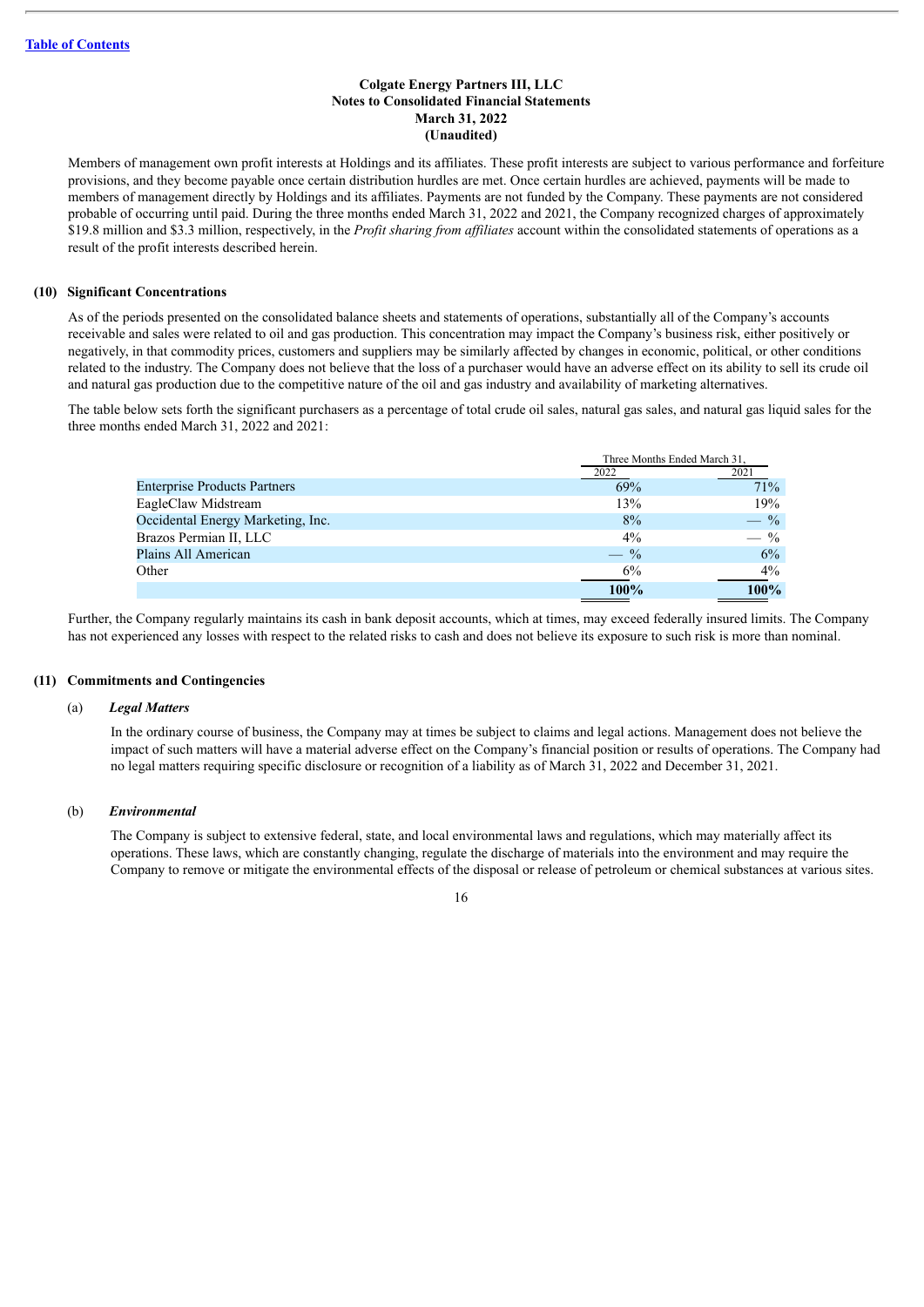Members of management own profit interests at Holdings and its affiliates. These profit interests are subject to various performance and forfeiture provisions, and they become payable once certain distribution hurdles are met. Once certain hurdles are achieved, payments will be made to members of management directly by Holdings and its affiliates. Payments are not funded by the Company. These payments are not considered probable of occurring until paid. During the three months ended March 31, 2022 and 2021, the Company recognized charges of approximately \$19.8 million and \$3.3 million, respectively, in the *Profit sharing from affiliates* account within the consolidated statements of operations as a result of the profit interests described herein.

## (10) Significant Concentrations

As of the periods presented on the consolidated balance sheets and statements of operations, substantially all of the Company's accounts receivable and sales were related to oil and gas production. This concentration may impact the Company's business risk, either positively or negatively, in that commodity prices, customers and suppliers may be similarly affected by changes in economic, political, or other conditions related to the industry. The Company does not believe that the loss of a purchaser would have an adverse effect on its ability to sell its crude oil and natural gas production due to the competitive nature of the oil and gas industry and availability of marketing alternatives.

The table below sets forth the significant purchasers as a percentage of total crude oil sales, natural gas sales, and natural gas liquid sales for the three months ended March 31, 2022 and 2021:

| | Three Months Ended March 31, | |
|---|---|---|
| | 2022 | 2021 |
| Enterprise Products Partners | 69% | 71% |
| EagleClaw Midstream | 13% | 19% |
| Occidental Energy Marketing, Inc. | 8% | — % |
| Brazos Permian II, LLC | 4% | — % |
| Plains All American | — % | 6% |
| Other | 6% | 4% |
| | **100%** | **100%** |

Further, the Company regularly maintains its cash in bank deposit accounts, which at times, may exceed federally insured limits. The Company has not experienced any losses with respect to the related risks to cash and does not believe its exposure to such risk is more than nominal.

## (11) Commitments and Contingencies

### (a) *Legal Matters*

In the ordinary course of business, the Company may at times be subject to claims and legal actions. Management does not believe the impact of such matters will have a material adverse effect on the Company's financial position or results of operations. The Company had no legal matters requiring specific disclosure or recognition of a liability as of March 31, 2022 and December 31, 2021.

### (b) *Environmental*

The Company is subject to extensive federal, state, and local environmental laws and regulations, which may materially affect its operations. These laws, which are constantly changing, regulate the discharge of materials into the environment and may require the Company to remove or mitigate the environmental effects of the disposal or release of petroleum or chemical substances at various sites.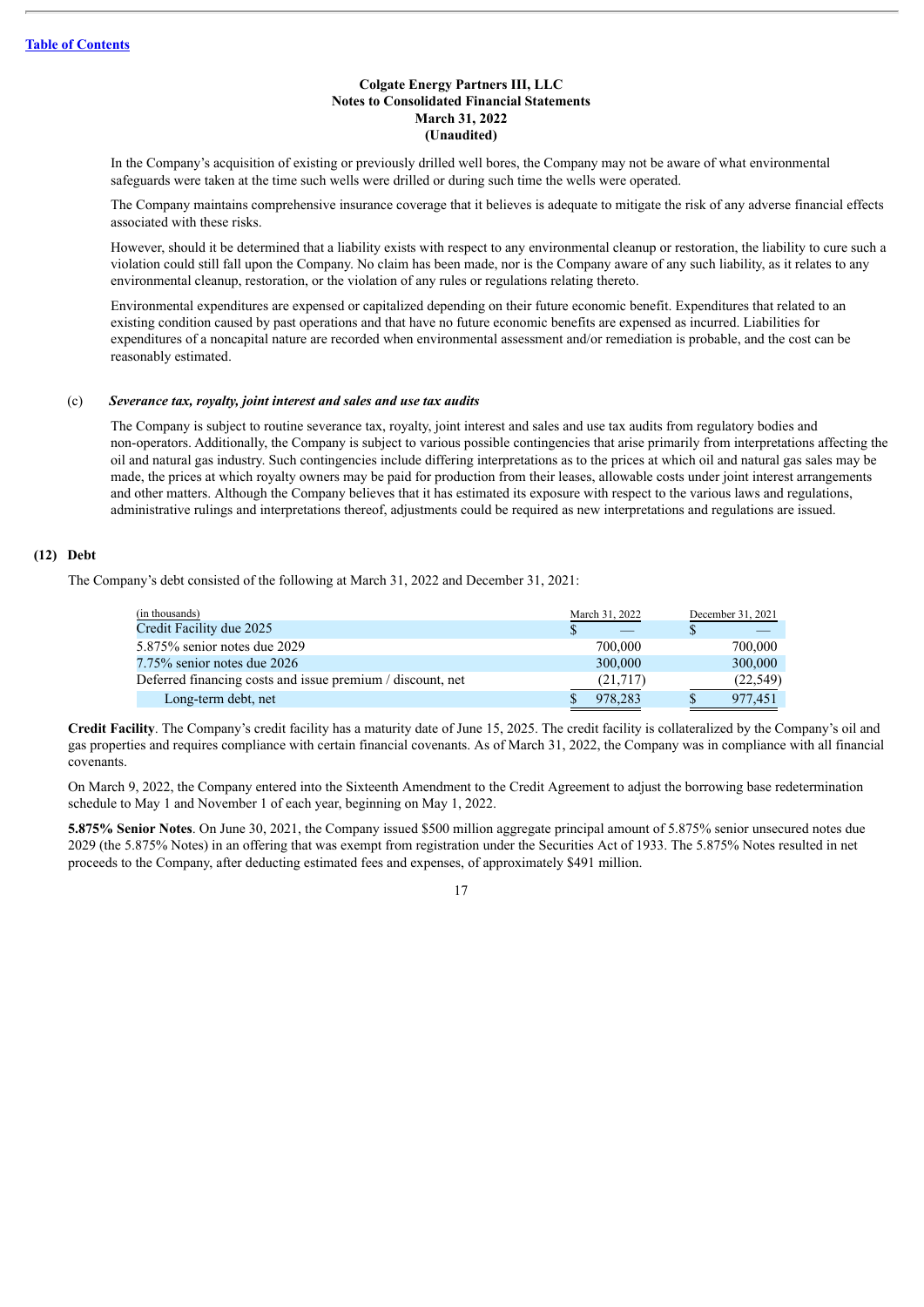In the Company's acquisition of existing or previously drilled well bores, the Company may not be aware of what environmental safeguards were taken at the time such wells were drilled or during such time the wells were operated.

The Company maintains comprehensive insurance coverage that it believes is adequate to mitigate the risk of any adverse financial effects associated with these risks.

However, should it be determined that a liability exists with respect to any environmental cleanup or restoration, the liability to cure such a violation could still fall upon the Company. No claim has been made, nor is the Company aware of any such liability, as it relates to any environmental cleanup, restoration, or the violation of any rules or regulations relating thereto.

Environmental expenditures are expensed or capitalized depending on their future economic benefit. Expenditures that related to an existing condition caused by past operations and that have no future economic benefits are expensed as incurred. Liabilities for expenditures of a noncapital nature are recorded when environmental assessment and/or remediation is probable, and the cost can be reasonably estimated.

(c) ***Severance tax, royalty, joint interest and sales and use tax audits***

The Company is subject to routine severance tax, royalty, joint interest and sales and use tax audits from regulatory bodies and non-operators. Additionally, the Company is subject to various possible contingencies that arise primarily from interpretations affecting the oil and natural gas industry. Such contingencies include differing interpretations as to the prices at which oil and natural gas sales may be made, the prices at which royalty owners may be paid for production from their leases, allowable costs under joint interest arrangements and other matters. Although the Company believes that it has estimated its exposure with respect to the various laws and regulations, administrative rulings and interpretations thereof, adjustments could be required as new interpretations and regulations are issued.

## (12) Debt

The Company's debt consisted of the following at March 31, 2022 and December 31, 2021:

| (in thousands) | March 31, 2022 | December 31, 2021 |
|---|---|---|
| Credit Facility due 2025 | $ — | $ — |
| 5.875% senior notes due 2029 | 700,000 | 700,000 |
| 7.75% senior notes due 2026 | 300,000 | 300,000 |
| Deferred financing costs and issue premium / discount, net | (21,717) | (22,549) |
| Long-term debt, net | $ 978,283 | $ 977,451 |

**Credit Facility**. The Company's credit facility has a maturity date of June 15, 2025. The credit facility is collateralized by the Company's oil and gas properties and requires compliance with certain financial covenants. As of March 31, 2022, the Company was in compliance with all financial covenants.

On March 9, 2022, the Company entered into the Sixteenth Amendment to the Credit Agreement to adjust the borrowing base redetermination schedule to May 1 and November 1 of each year, beginning on May 1, 2022.

**5.875% Senior Notes**. On June 30, 2021, the Company issued $500 million aggregate principal amount of 5.875% senior unsecured notes due 2029 (the 5.875% Notes) in an offering that was exempt from registration under the Securities Act of 1933. The 5.875% Notes resulted in net proceeds to the Company, after deducting estimated fees and expenses, of approximately $491 million.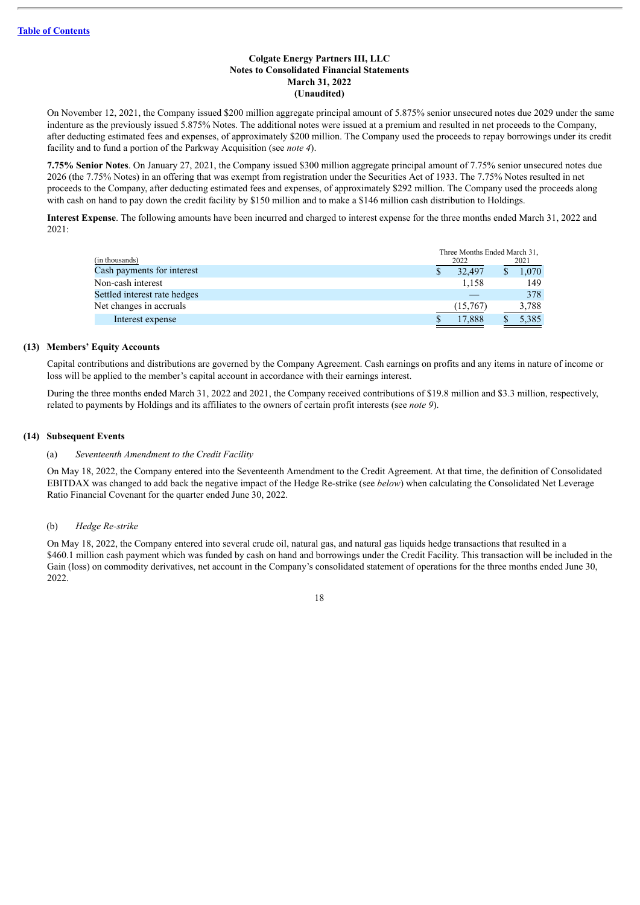Colgate Energy Partners III, LLC
Notes to Consolidated Financial Statements
March 31, 2022
(Unaudited)

On November 12, 2021, the Company issued $200 million aggregate principal amount of 5.875% senior unsecured notes due 2029 under the same indenture as the previously issued 5.875% Notes. The additional notes were issued at a premium and resulted in net proceeds to the Company, after deducting estimated fees and expenses, of approximately $200 million. The Company used the proceeds to repay borrowings under its credit facility and to fund a portion of the Parkway Acquisition (see *note 4*).

**7.75% Senior Notes**. On January 27, 2021, the Company issued $300 million aggregate principal amount of 7.75% senior unsecured notes due 2026 (the 7.75% Notes) in an offering that was exempt from registration under the Securities Act of 1933. The 7.75% Notes resulted in net proceeds to the Company, after deducting estimated fees and expenses, of approximately $292 million. The Company used the proceeds along with cash on hand to pay down the credit facility by $150 million and to make a $146 million cash distribution to Holdings.

**Interest Expense**. The following amounts have been incurred and charged to interest expense for the three months ended March 31, 2022 and 2021:

| (in thousands) | Three Months Ended March 31, 2022 | 2021 |
|---|---|---|
| Cash payments for interest | $ 32,497 | $ 1,070 |
| Non-cash interest | 1,158 | 149 |
| Settled interest rate hedges | — | 378 |
| Net changes in accruals | (15,767) | 3,788 |
| Interest expense | $ 17,888 | $ 5,385 |

## (13) Members' Equity Accounts

Capital contributions and distributions are governed by the Company Agreement. Cash earnings on profits and any items in nature of income or loss will be applied to the member's capital account in accordance with their earnings interest.

During the three months ended March 31, 2022 and 2021, the Company received contributions of $19.8 million and $3.3 million, respectively, related to payments by Holdings and its affiliates to the owners of certain profit interests (see *note 9*).

## (14) Subsequent Events

### (a) *Seventeenth Amendment to the Credit Facility*

On May 18, 2022, the Company entered into the Seventeenth Amendment to the Credit Agreement. At that time, the definition of Consolidated EBITDAX was changed to add back the negative impact of the Hedge Re-strike (see *below*) when calculating the Consolidated Net Leverage Ratio Financial Covenant for the quarter ended June 30, 2022.

### (b) *Hedge Re-strike*

On May 18, 2022, the Company entered into several crude oil, natural gas, and natural gas liquids hedge transactions that resulted in a $460.1 million cash payment which was funded by cash on hand and borrowings under the Credit Facility. This transaction will be included in the Gain (loss) on commodity derivatives, net account in the Company's consolidated statement of operations for the three months ended June 30, 2022.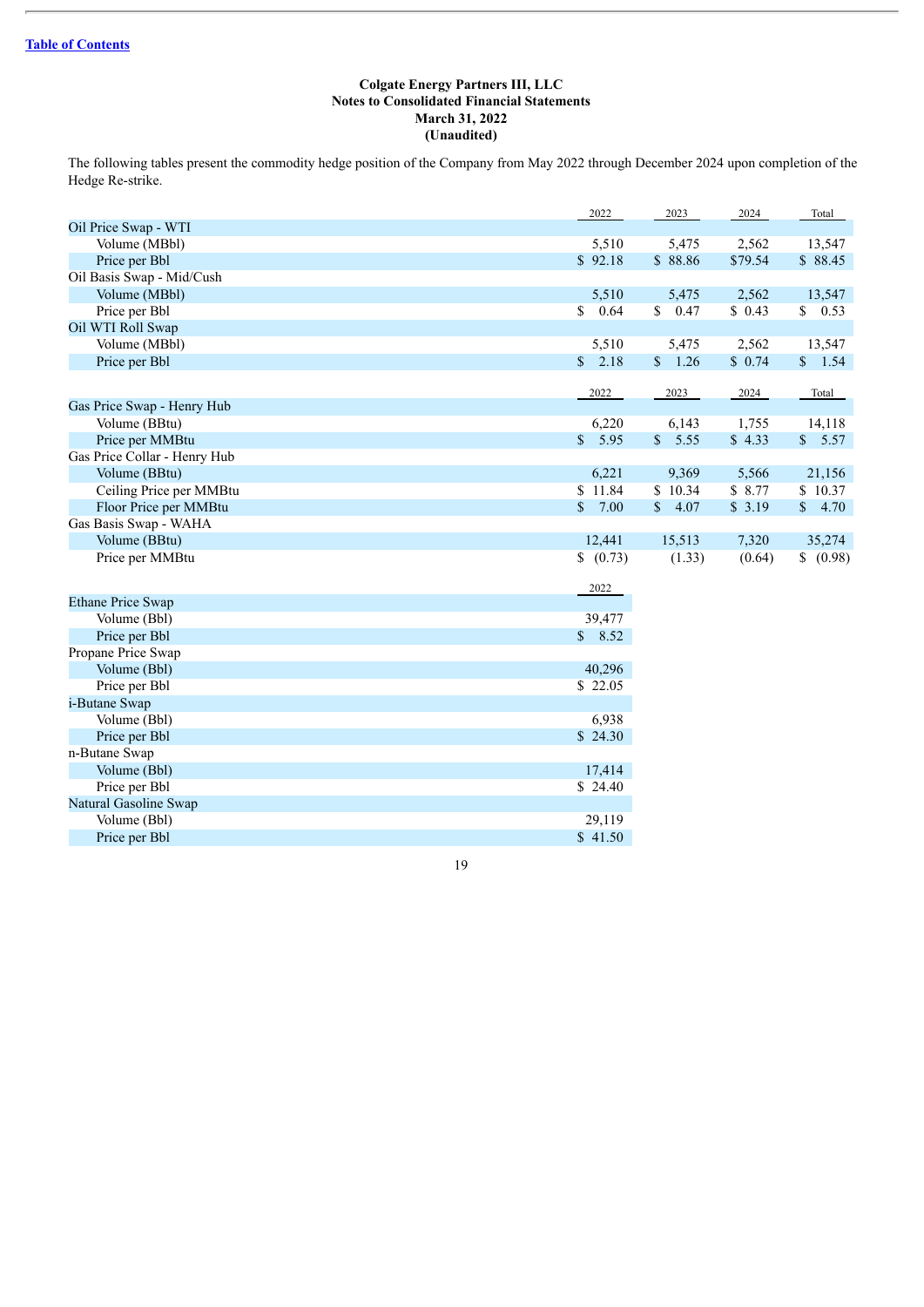[Table of Contents](#)

**Colgate Energy Partners III, LLC**
**Notes to Consolidated Financial Statements**
**March 31, 2022**
**(Unaudited)**

The following tables present the commodity hedge position of the Company from May 2022 through December 2024 upon completion of the Hedge Re-strike.

| | 2022 | 2023 | 2024 | Total |
|---|---|---|---|---|
| Oil Price Swap - WTI | | | | |
| Volume (MBbl) | 5,510 | 5,475 | 2,562 | 13,547 |
| Price per Bbl | $ 92.18 | $ 88.86 | $79.54 | $ 88.45 |
| Oil Basis Swap - Mid/Cush | | | | |
| Volume (MBbl) | 5,510 | 5,475 | 2,562 | 13,547 |
| Price per Bbl | $ 0.64 | $ 0.47 | $ 0.43 | $ 0.53 |
| Oil WTI Roll Swap | | | | |
| Volume (MBbl) | 5,510 | 5,475 | 2,562 | 13,547 |
| Price per Bbl | $ 2.18 | $ 1.26 | $ 0.74 | $ 1.54 |

| | 2022 | 2023 | 2024 | Total |
|---|---|---|---|---|
| Gas Price Swap - Henry Hub | | | | |
| Volume (BBtu) | 6,220 | 6,143 | 1,755 | 14,118 |
| Price per MMBtu | $ 5.95 | $ 5.55 | $ 4.33 | $ 5.57 |
| Gas Price Collar - Henry Hub | | | | |
| Volume (BBtu) | 6,221 | 9,369 | 5,566 | 21,156 |
| Ceiling Price per MMBtu | $ 11.84 | $ 10.34 | $ 8.77 | $ 10.37 |
| Floor Price per MMBtu | $ 7.00 | $ 4.07 | $ 3.19 | $ 4.70 |
| Gas Basis Swap - WAHA | | | | |
| Volume (BBtu) | 12,441 | 15,513 | 7,320 | 35,274 |
| Price per MMBtu | $ (0.73) | (1.33) | (0.64) | $ (0.98) |

| | 2022 |
|---|---|
| Ethane Price Swap | |
| Volume (Bbl) | 39,477 |
| Price per Bbl | $ 8.52 |
| Propane Price Swap | |
| Volume (Bbl) | 40,296 |
| Price per Bbl | $ 22.05 |
| i-Butane Swap | |
| Volume (Bbl) | 6,938 |
| Price per Bbl | $ 24.30 |
| n-Butane Swap | |
| Volume (Bbl) | 17,414 |
| Price per Bbl | $ 24.40 |
| Natural Gasoline Swap | |
| Volume (Bbl) | 29,119 |
| Price per Bbl | $ 41.50 |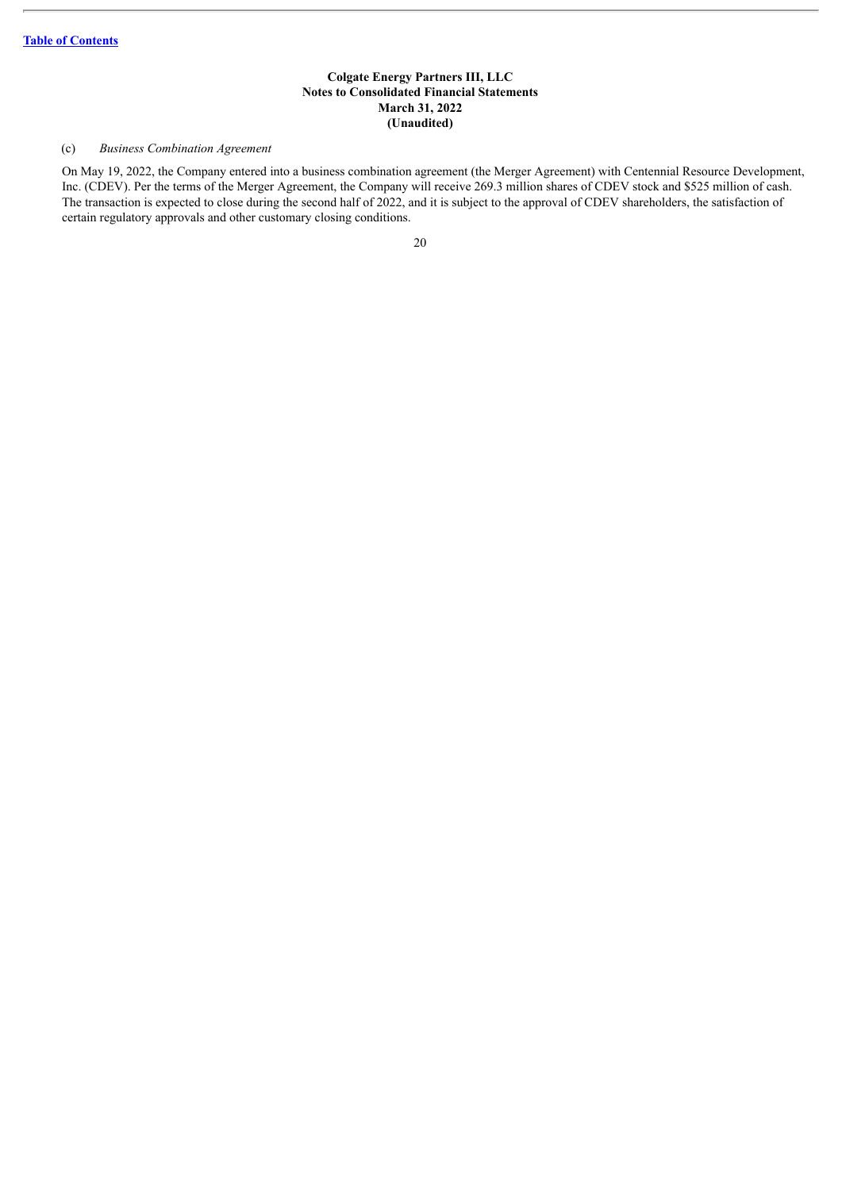(c) *Business Combination Agreement*

On May 19, 2022, the Company entered into a business combination agreement (the Merger Agreement) with Centennial Resource Development, Inc. (CDEV). Per the terms of the Merger Agreement, the Company will receive 269.3 million shares of CDEV stock and $525 million of cash. The transaction is expected to close during the second half of 2022, and it is subject to the approval of CDEV shareholders, the satisfaction of certain regulatory approvals and other customary closing conditions.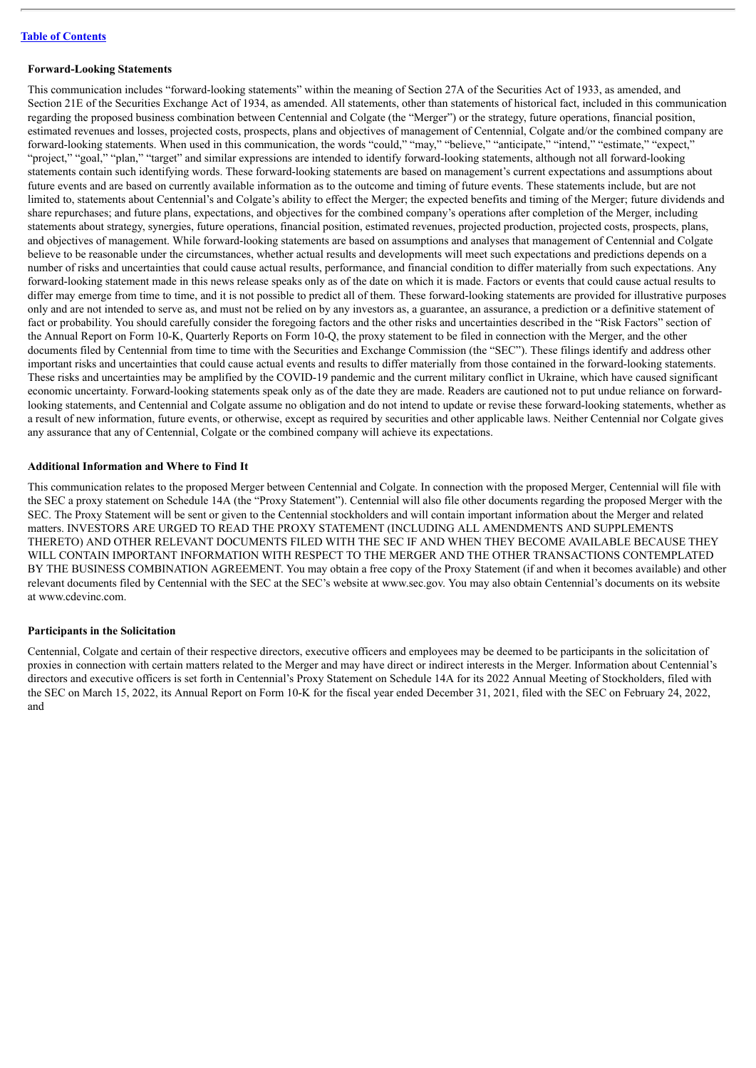[Table of Contents](#)

**Forward-Looking Statements**

This communication includes "forward-looking statements" within the meaning of Section 27A of the Securities Act of 1933, as amended, and Section 21E of the Securities Exchange Act of 1934, as amended. All statements, other than statements of historical fact, included in this communication regarding the proposed business combination between Centennial and Colgate (the "Merger") or the strategy, future operations, financial position, estimated revenues and losses, projected costs, prospects, plans and objectives of management of Centennial, Colgate and/or the combined company are forward-looking statements. When used in this communication, the words "could," "may," "believe," "anticipate," "intend," "estimate," "expect," "project," "goal," "plan," "target" and similar expressions are intended to identify forward-looking statements, although not all forward-looking statements contain such identifying words. These forward-looking statements are based on management's current expectations and assumptions about future events and are based on currently available information as to the outcome and timing of future events. These statements include, but are not limited to, statements about Centennial's and Colgate's ability to effect the Merger; the expected benefits and timing of the Merger; future dividends and share repurchases; and future plans, expectations, and objectives for the combined company's operations after completion of the Merger, including statements about strategy, synergies, future operations, financial position, estimated revenues, projected production, projected costs, prospects, plans, and objectives of management. While forward-looking statements are based on assumptions and analyses that management of Centennial and Colgate believe to be reasonable under the circumstances, whether actual results and developments will meet such expectations and predictions depends on a number of risks and uncertainties that could cause actual results, performance, and financial condition to differ materially from such expectations. Any forward-looking statement made in this news release speaks only as of the date on which it is made. Factors or events that could cause actual results to differ may emerge from time to time, and it is not possible to predict all of them. These forward-looking statements are provided for illustrative purposes only and are not intended to serve as, and must not be relied on by any investors as, a guarantee, an assurance, a prediction or a definitive statement of fact or probability. You should carefully consider the foregoing factors and the other risks and uncertainties described in the "Risk Factors" section of the Annual Report on Form 10-K, Quarterly Reports on Form 10-Q, the proxy statement to be filed in connection with the Merger, and the other documents filed by Centennial from time to time with the Securities and Exchange Commission (the "SEC"). These filings identify and address other important risks and uncertainties that could cause actual events and results to differ materially from those contained in the forward-looking statements. These risks and uncertainties may be amplified by the COVID-19 pandemic and the current military conflict in Ukraine, which have caused significant economic uncertainty. Forward-looking statements speak only as of the date they are made. Readers are cautioned not to put undue reliance on forward-looking statements, and Centennial and Colgate assume no obligation and do not intend to update or revise these forward-looking statements, whether as a result of new information, future events, or otherwise, except as required by securities and other applicable laws. Neither Centennial nor Colgate gives any assurance that any of Centennial, Colgate or the combined company will achieve its expectations.

**Additional Information and Where to Find It**

This communication relates to the proposed Merger between Centennial and Colgate. In connection with the proposed Merger, Centennial will file with the SEC a proxy statement on Schedule 14A (the "Proxy Statement"). Centennial will also file other documents regarding the proposed Merger with the SEC. The Proxy Statement will be sent or given to the Centennial stockholders and will contain important information about the Merger and related matters. INVESTORS ARE URGED TO READ THE PROXY STATEMENT (INCLUDING ALL AMENDMENTS AND SUPPLEMENTS THERETO) AND OTHER RELEVANT DOCUMENTS FILED WITH THE SEC IF AND WHEN THEY BECOME AVAILABLE BECAUSE THEY WILL CONTAIN IMPORTANT INFORMATION WITH RESPECT TO THE MERGER AND THE OTHER TRANSACTIONS CONTEMPLATED BY THE BUSINESS COMBINATION AGREEMENT. You may obtain a free copy of the Proxy Statement (if and when it becomes available) and other relevant documents filed by Centennial with the SEC at the SEC's website at www.sec.gov. You may also obtain Centennial's documents on its website at www.cdevinc.com.

**Participants in the Solicitation**

Centennial, Colgate and certain of their respective directors, executive officers and employees may be deemed to be participants in the solicitation of proxies in connection with certain matters related to the Merger and may have direct or indirect interests in the Merger. Information about Centennial's directors and executive officers is set forth in Centennial's Proxy Statement on Schedule 14A for its 2022 Annual Meeting of Stockholders, filed with the SEC on March 15, 2022, its Annual Report on Form 10-K for the fiscal year ended December 31, 2021, filed with the SEC on February 24, 2022, and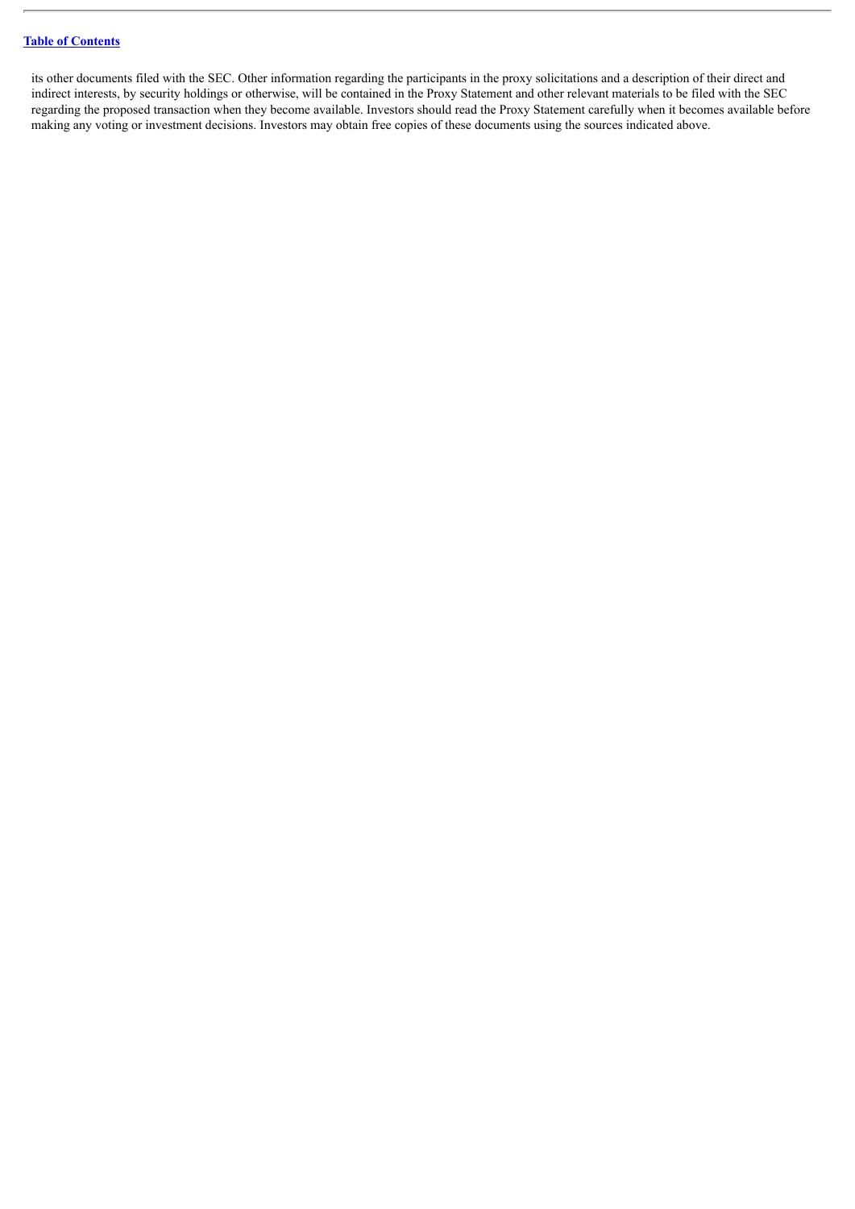its other documents filed with the SEC. Other information regarding the participants in the proxy solicitations and a description of their direct and indirect interests, by security holdings or otherwise, will be contained in the Proxy Statement and other relevant materials to be filed with the SEC regarding the proposed transaction when they become available. Investors should read the Proxy Statement carefully when it becomes available before making any voting or investment decisions. Investors may obtain free copies of these documents using the sources indicated above.